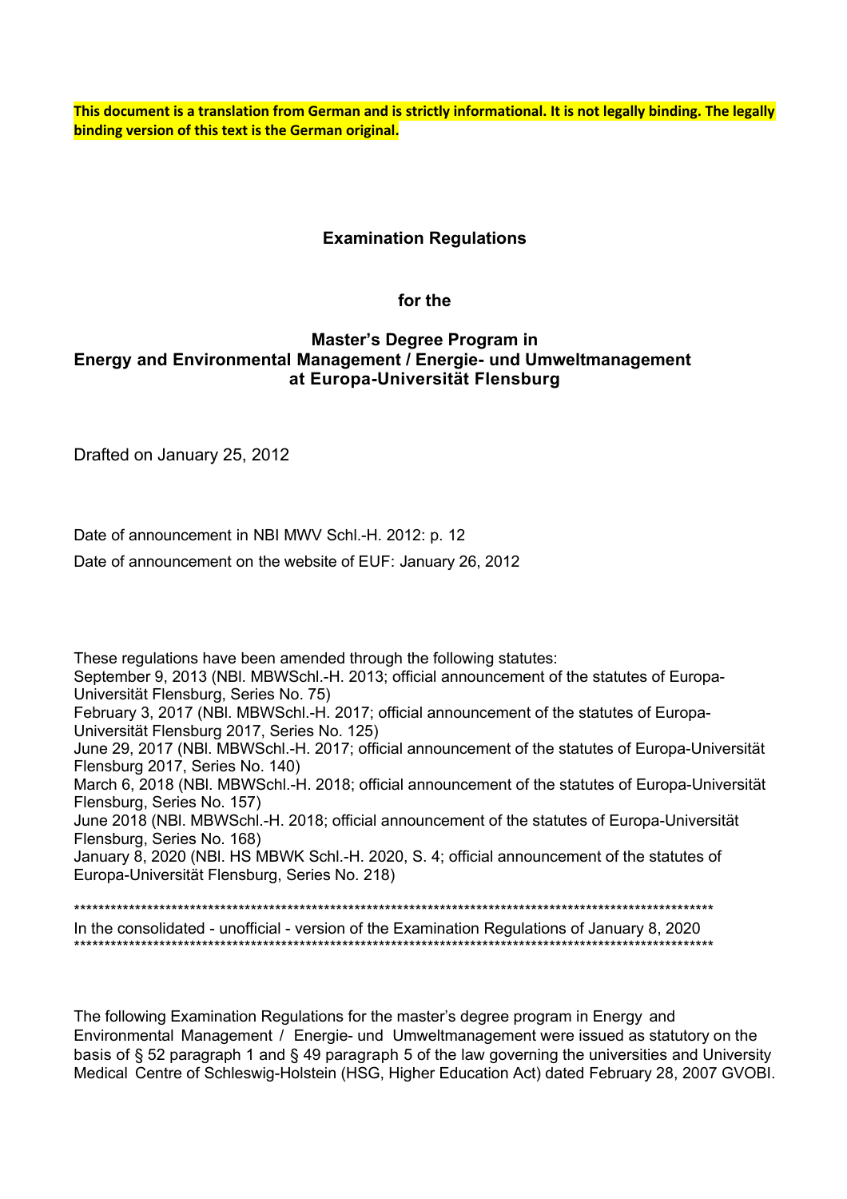**This document is a translation from German and is strictly informational. It is not legally binding. The legally binding version of this text is the German original.**

# Examination Regulations

## for the

## Master's Degree Program in Energy and Environmental Management / Energie- und Umweltmanagement at Europa-Universität Flensburg

Drafted on January 25, 2012

Date of announcement in NBl MWV Schl.-H. 2012: p. 12

Date of announcement on the website of EUF: January 26, 2012

These regulations have been amended through the following statutes:
September 9, 2013 (NBl. MBWSchl.-H. 2013; official announcement of the statutes of Europa-Universität Flensburg, Series No. 75)
February 3, 2017 (NBl. MBWSchl.-H. 2017; official announcement of the statutes of Europa-Universität Flensburg 2017, Series No. 125)
June 29, 2017 (NBl. MBWSchl.-H. 2017; official announcement of the statutes of Europa-Universität Flensburg 2017, Series No. 140)
March 6, 2018 (NBl. MBWSchl.-H. 2018; official announcement of the statutes of Europa-Universität Flensburg, Series No. 157)
June 2018 (NBl. MBWSchl.-H. 2018; official announcement of the statutes of Europa-Universität Flensburg, Series No. 168)
January 8, 2020 (NBl. HS MBWK Schl.-H. 2020, S. 4; official announcement of the statutes of Europa-Universität Flensburg, Series No. 218)

***************************************************************************************************************
In the consolidated - unofficial - version of the Examination Regulations of January 8, 2020
***************************************************************************************************************

The following Examination Regulations for the master's degree program in Energy and Environmental Management / Energie- und Umweltmanagement were issued as statutory on the basis of § 52 paragraph 1 and § 49 paragraph 5 of the law governing the universities and University Medical Centre of Schleswig-Holstein (HSG, Higher Education Act) dated February 28, 2007 GVOBI.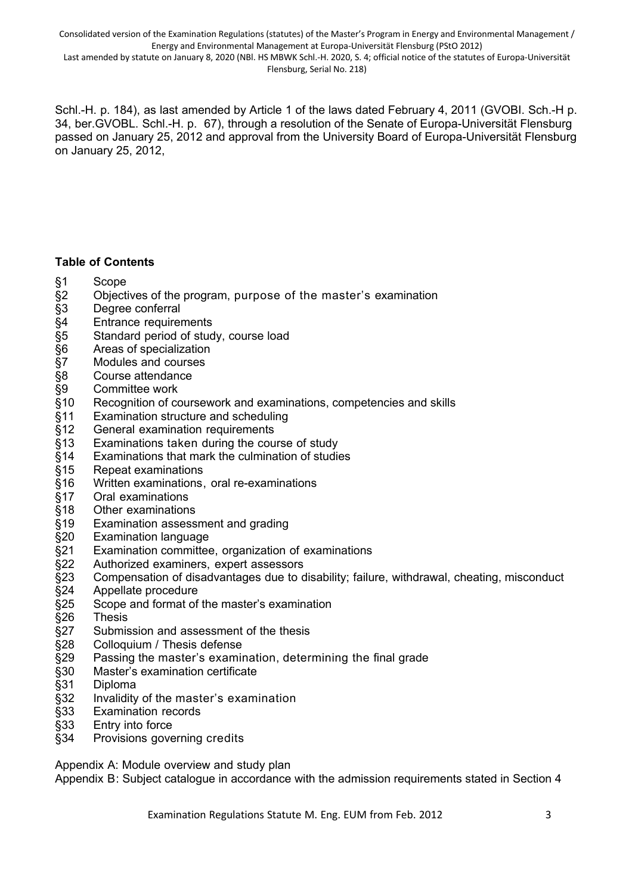Schl.-H. p. 184), as last amended by Article 1 of the laws dated February 4, 2011 (GVOBI. Sch.-H p. 34, ber.GVOBL. Schl.-H. p. 67), through a resolution of the Senate of Europa-Universität Flensburg passed on January 25, 2012 and approval from the University Board of Europa-Universität Flensburg on January 25, 2012,

**Table of Contents**

§1 Scope
§2 Objectives of the program, purpose of the master's examination
§3 Degree conferral
§4 Entrance requirements
§5 Standard period of study, course load
§6 Areas of specialization
§7 Modules and courses
§8 Course attendance
§9 Committee work
§10 Recognition of coursework and examinations, competencies and skills
§11 Examination structure and scheduling
§12 General examination requirements
§13 Examinations taken during the course of study
§14 Examinations that mark the culmination of studies
§15 Repeat examinations
§16 Written examinations, oral re-examinations
§17 Oral examinations
§18 Other examinations
§19 Examination assessment and grading
§20 Examination language
§21 Examination committee, organization of examinations
§22 Authorized examiners, expert assessors
§23 Compensation of disadvantages due to disability; failure, withdrawal, cheating, misconduct
§24 Appellate procedure
§25 Scope and format of the master's examination
§26 Thesis
§27 Submission and assessment of the thesis
§28 Colloquium / Thesis defense
§29 Passing the master's examination, determining the final grade
§30 Master's examination certificate
§31 Diploma
§32 Invalidity of the master's examination
§33 Examination records
§33 Entry into force
§34 Provisions governing credits

Appendix A: Module overview and study plan
Appendix B: Subject catalogue in accordance with the admission requirements stated in Section 4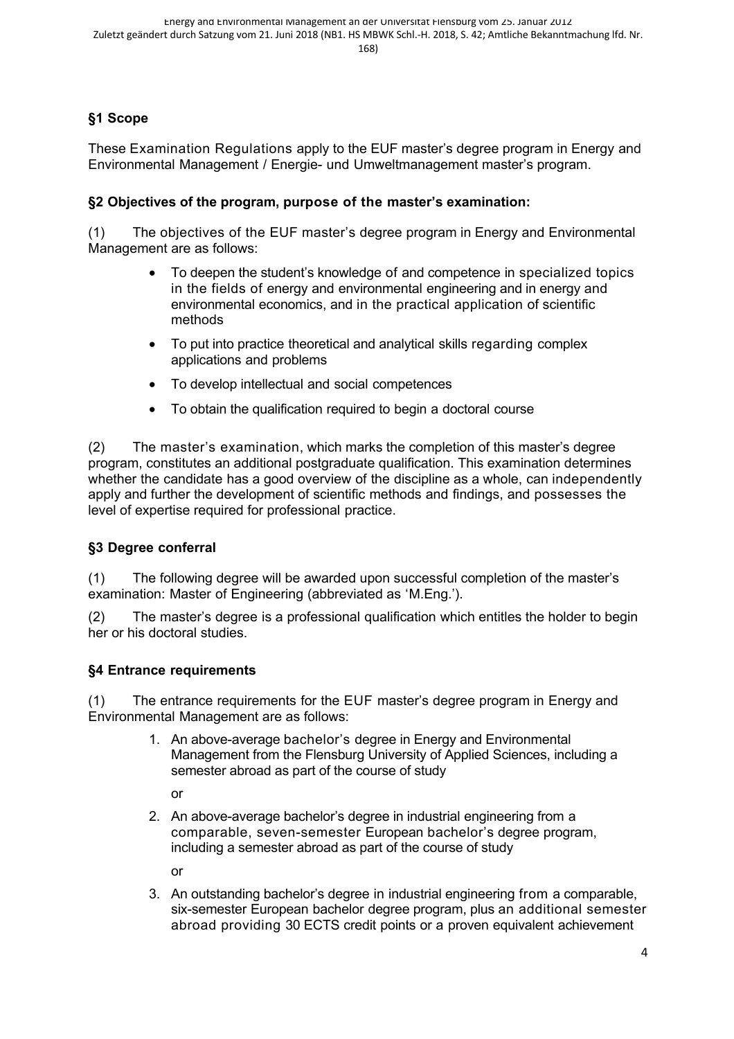## §1 Scope

These Examination Regulations apply to the EUF master's degree program in Energy and Environmental Management / Energie- und Umweltmanagement master's program.

## §2 Objectives of the program, purpose of the master's examination:

(1) The objectives of the EUF master's degree program in Energy and Environmental Management are as follows:

- To deepen the student's knowledge of and competence in specialized topics in the fields of energy and environmental engineering and in energy and environmental economics, and in the practical application of scientific methods
- To put into practice theoretical and analytical skills regarding complex applications and problems
- To develop intellectual and social competences
- To obtain the qualification required to begin a doctoral course

(2) The master's examination, which marks the completion of this master's degree program, constitutes an additional postgraduate qualification. This examination determines whether the candidate has a good overview of the discipline as a whole, can independently apply and further the development of scientific methods and findings, and possesses the level of expertise required for professional practice.

## §3 Degree conferral

(1) The following degree will be awarded upon successful completion of the master's examination: Master of Engineering (abbreviated as 'M.Eng.').

(2) The master's degree is a professional qualification which entitles the holder to begin her or his doctoral studies.

## §4 Entrance requirements

(1) The entrance requirements for the EUF master's degree program in Energy and Environmental Management are as follows:

1. An above-average bachelor's degree in Energy and Environmental Management from the Flensburg University of Applied Sciences, including a semester abroad as part of the course of study

   or

2. An above-average bachelor's degree in industrial engineering from a comparable, seven-semester European bachelor's degree program, including a semester abroad as part of the course of study

   or

3. An outstanding bachelor's degree in industrial engineering from a comparable, six-semester European bachelor degree program, plus an additional semester abroad providing 30 ECTS credit points or a proven equivalent achievement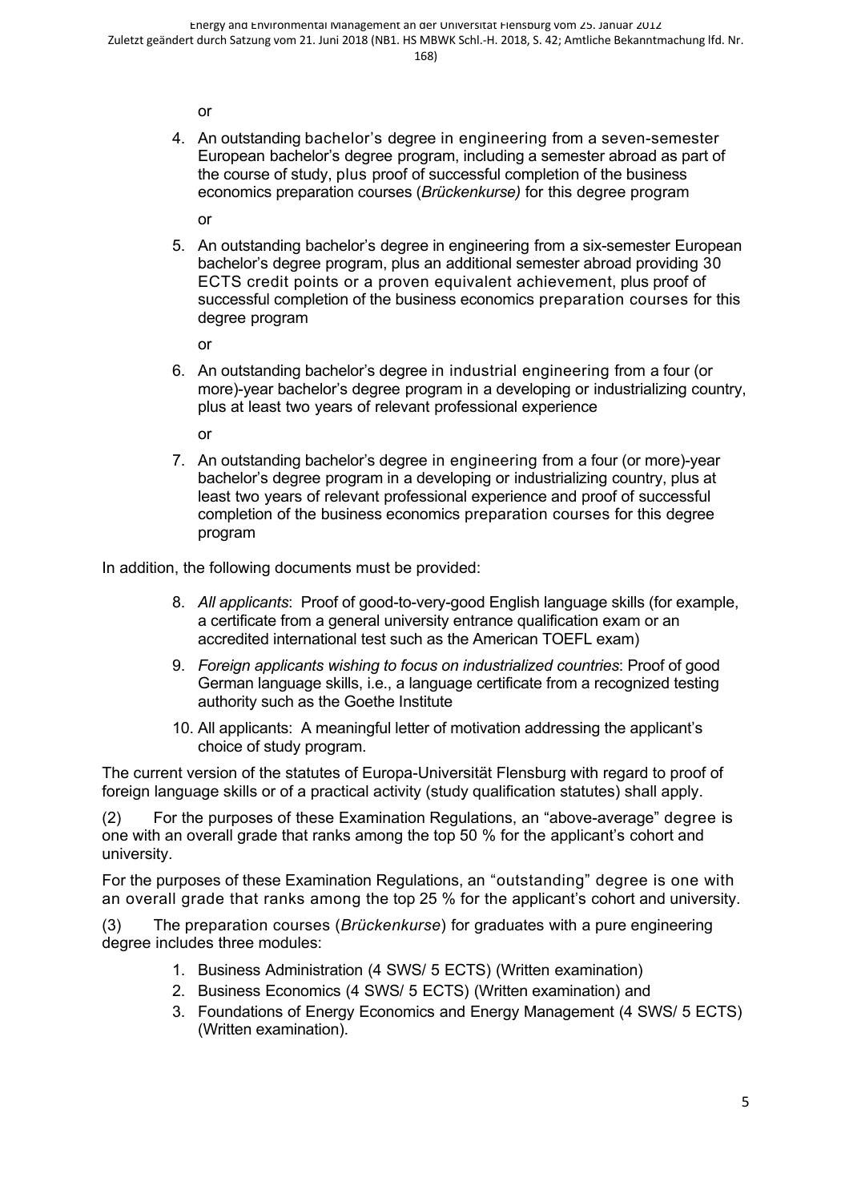or

4. An outstanding bachelor's degree in engineering from a seven-semester European bachelor's degree program, including a semester abroad as part of the course of study, plus proof of successful completion of the business economics preparation courses (*Brückenkurse)* for this degree program

   or

5. An outstanding bachelor's degree in engineering from a six-semester European bachelor's degree program, plus an additional semester abroad providing 30 ECTS credit points or a proven equivalent achievement, plus proof of successful completion of the business economics preparation courses for this degree program

   or

6. An outstanding bachelor's degree in industrial engineering from a four (or more)-year bachelor's degree program in a developing or industrializing country, plus at least two years of relevant professional experience

   or

7. An outstanding bachelor's degree in engineering from a four (or more)-year bachelor's degree program in a developing or industrializing country, plus at least two years of relevant professional experience and proof of successful completion of the business economics preparation courses for this degree program

In addition, the following documents must be provided:

8. *All applicants*: Proof of good-to-very-good English language skills (for example, a certificate from a general university entrance qualification exam or an accredited international test such as the American TOEFL exam)
9. *Foreign applicants wishing to focus on industrialized countries*: Proof of good German language skills, i.e., a language certificate from a recognized testing authority such as the Goethe Institute
10. All applicants: A meaningful letter of motivation addressing the applicant's choice of study program.

The current version of the statutes of Europa-Universität Flensburg with regard to proof of foreign language skills or of a practical activity (study qualification statutes) shall apply.

(2) For the purposes of these Examination Regulations, an "above-average" degree is one with an overall grade that ranks among the top 50 % for the applicant's cohort and university.

For the purposes of these Examination Regulations, an "outstanding" degree is one with an overall grade that ranks among the top 25 % for the applicant's cohort and university.

(3) The preparation courses (*Brückenkurse*) for graduates with a pure engineering degree includes three modules:

1. Business Administration (4 SWS/ 5 ECTS) (Written examination)
2. Business Economics (4 SWS/ 5 ECTS) (Written examination) and
3. Foundations of Energy Economics and Energy Management (4 SWS/ 5 ECTS) (Written examination).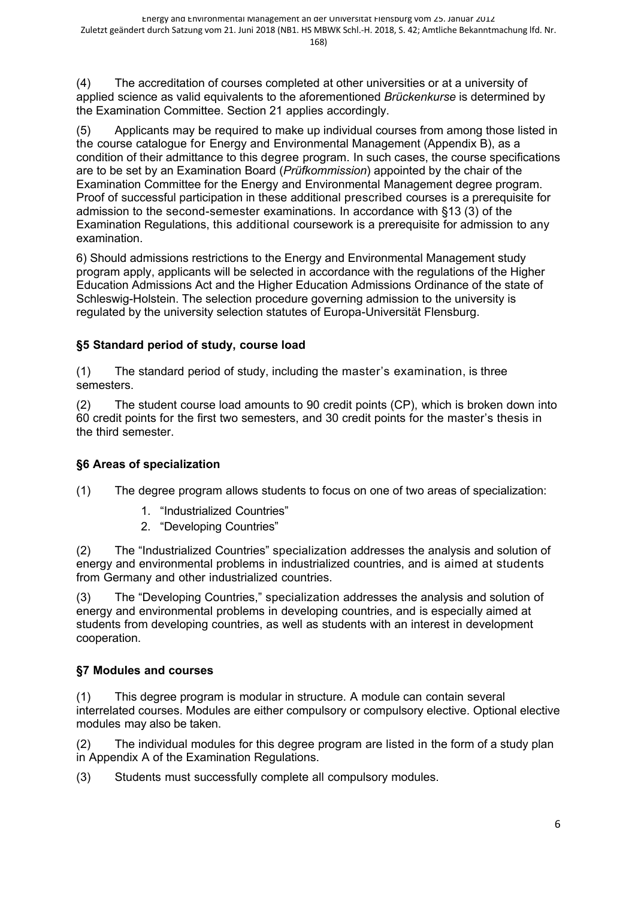(4) The accreditation of courses completed at other universities or at a university of applied science as valid equivalents to the aforementioned *Brückenkurse* is determined by the Examination Committee. Section 21 applies accordingly.

(5) Applicants may be required to make up individual courses from among those listed in the course catalogue for Energy and Environmental Management (Appendix B), as a condition of their admittance to this degree program. In such cases, the course specifications are to be set by an Examination Board (*Prüfkommission*) appointed by the chair of the Examination Committee for the Energy and Environmental Management degree program. Proof of successful participation in these additional prescribed courses is a prerequisite for admission to the second-semester examinations. In accordance with §13 (3) of the Examination Regulations, this additional coursework is a prerequisite for admission to any examination.

6) Should admissions restrictions to the Energy and Environmental Management study program apply, applicants will be selected in accordance with the regulations of the Higher Education Admissions Act and the Higher Education Admissions Ordinance of the state of Schleswig-Holstein. The selection procedure governing admission to the university is regulated by the university selection statutes of Europa-Universität Flensburg.

### §5 Standard period of study, course load

(1) The standard period of study, including the master's examination, is three semesters.

(2) The student course load amounts to 90 credit points (CP), which is broken down into 60 credit points for the first two semesters, and 30 credit points for the master's thesis in the third semester.

### §6 Areas of specialization

(1) The degree program allows students to focus on one of two areas of specialization:

1. "Industrialized Countries"
2. "Developing Countries"

(2) The "Industrialized Countries" specialization addresses the analysis and solution of energy and environmental problems in industrialized countries, and is aimed at students from Germany and other industrialized countries.

(3) The "Developing Countries," specialization addresses the analysis and solution of energy and environmental problems in developing countries, and is especially aimed at students from developing countries, as well as students with an interest in development cooperation.

### §7 Modules and courses

(1) This degree program is modular in structure. A module can contain several interrelated courses. Modules are either compulsory or compulsory elective. Optional elective modules may also be taken.

(2) The individual modules for this degree program are listed in the form of a study plan in Appendix A of the Examination Regulations.

(3) Students must successfully complete all compulsory modules.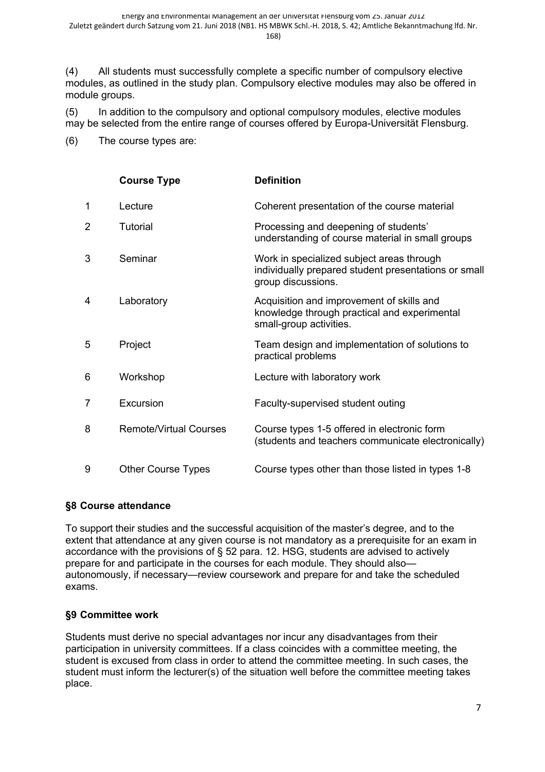(4) All students must successfully complete a specific number of compulsory elective modules, as outlined in the study plan. Compulsory elective modules may also be offered in module groups.

(5) In addition to the compulsory and optional compulsory modules, elective modules may be selected from the entire range of courses offered by Europa-Universität Flensburg.

(6) The course types are:

| | Course Type | Definition |
|---|---|---|
| 1 | Lecture | Coherent presentation of the course material |
| 2 | Tutorial | Processing and deepening of students' understanding of course material in small groups |
| 3 | Seminar | Work in specialized subject areas through individually prepared student presentations or small group discussions. |
| 4 | Laboratory | Acquisition and improvement of skills and knowledge through practical and experimental small-group activities. |
| 5 | Project | Team design and implementation of solutions to practical problems |
| 6 | Workshop | Lecture with laboratory work |
| 7 | Excursion | Faculty-supervised student outing |
| 8 | Remote/Virtual Courses | Course types 1-5 offered in electronic form (students and teachers communicate electronically) |
| 9 | Other Course Types | Course types other than those listed in types 1-8 |

### §8 Course attendance

To support their studies and the successful acquisition of the master's degree, and to the extent that attendance at any given course is not mandatory as a prerequisite for an exam in accordance with the provisions of § 52 para. 12. HSG, students are advised to actively prepare for and participate in the courses for each module. They should also—autonomously, if necessary—review coursework and prepare for and take the scheduled exams.

### §9 Committee work

Students must derive no special advantages nor incur any disadvantages from their participation in university committees. If a class coincides with a committee meeting, the student is excused from class in order to attend the committee meeting. In such cases, the student must inform the lecturer(s) of the situation well before the committee meeting takes place.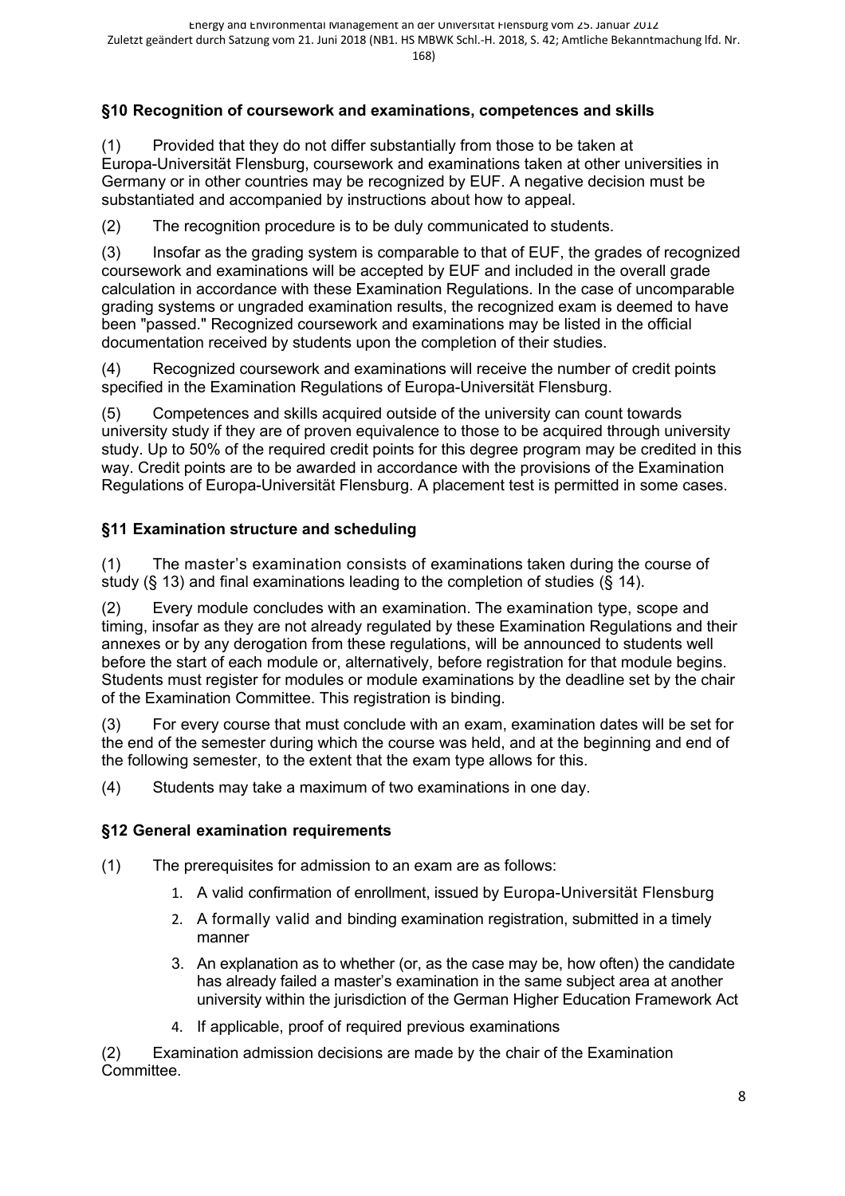## §10 Recognition of coursework and examinations, competences and skills

(1) Provided that they do not differ substantially from those to be taken at Europa-Universität Flensburg, coursework and examinations taken at other universities in Germany or in other countries may be recognized by EUF. A negative decision must be substantiated and accompanied by instructions about how to appeal.

(2) The recognition procedure is to be duly communicated to students.

(3) Insofar as the grading system is comparable to that of EUF, the grades of recognized coursework and examinations will be accepted by EUF and included in the overall grade calculation in accordance with these Examination Regulations. In the case of uncomparable grading systems or ungraded examination results, the recognized exam is deemed to have been "passed." Recognized coursework and examinations may be listed in the official documentation received by students upon the completion of their studies.

(4) Recognized coursework and examinations will receive the number of credit points specified in the Examination Regulations of Europa-Universität Flensburg.

(5) Competences and skills acquired outside of the university can count towards university study if they are of proven equivalence to those to be acquired through university study. Up to 50% of the required credit points for this degree program may be credited in this way. Credit points are to be awarded in accordance with the provisions of the Examination Regulations of Europa-Universität Flensburg. A placement test is permitted in some cases.

## §11 Examination structure and scheduling

(1) The master's examination consists of examinations taken during the course of study (§ 13) and final examinations leading to the completion of studies (§ 14).

(2) Every module concludes with an examination. The examination type, scope and timing, insofar as they are not already regulated by these Examination Regulations and their annexes or by any derogation from these regulations, will be announced to students well before the start of each module or, alternatively, before registration for that module begins. Students must register for modules or module examinations by the deadline set by the chair of the Examination Committee. This registration is binding.

(3) For every course that must conclude with an exam, examination dates will be set for the end of the semester during which the course was held, and at the beginning and end of the following semester, to the extent that the exam type allows for this.

(4) Students may take a maximum of two examinations in one day.

## §12 General examination requirements

(1) The prerequisites for admission to an exam are as follows:

1. A valid confirmation of enrollment, issued by Europa-Universität Flensburg
2. A formally valid and binding examination registration, submitted in a timely manner
3. An explanation as to whether (or, as the case may be, how often) the candidate has already failed a master's examination in the same subject area at another university within the jurisdiction of the German Higher Education Framework Act
4. If applicable, proof of required previous examinations

(2) Examination admission decisions are made by the chair of the Examination Committee.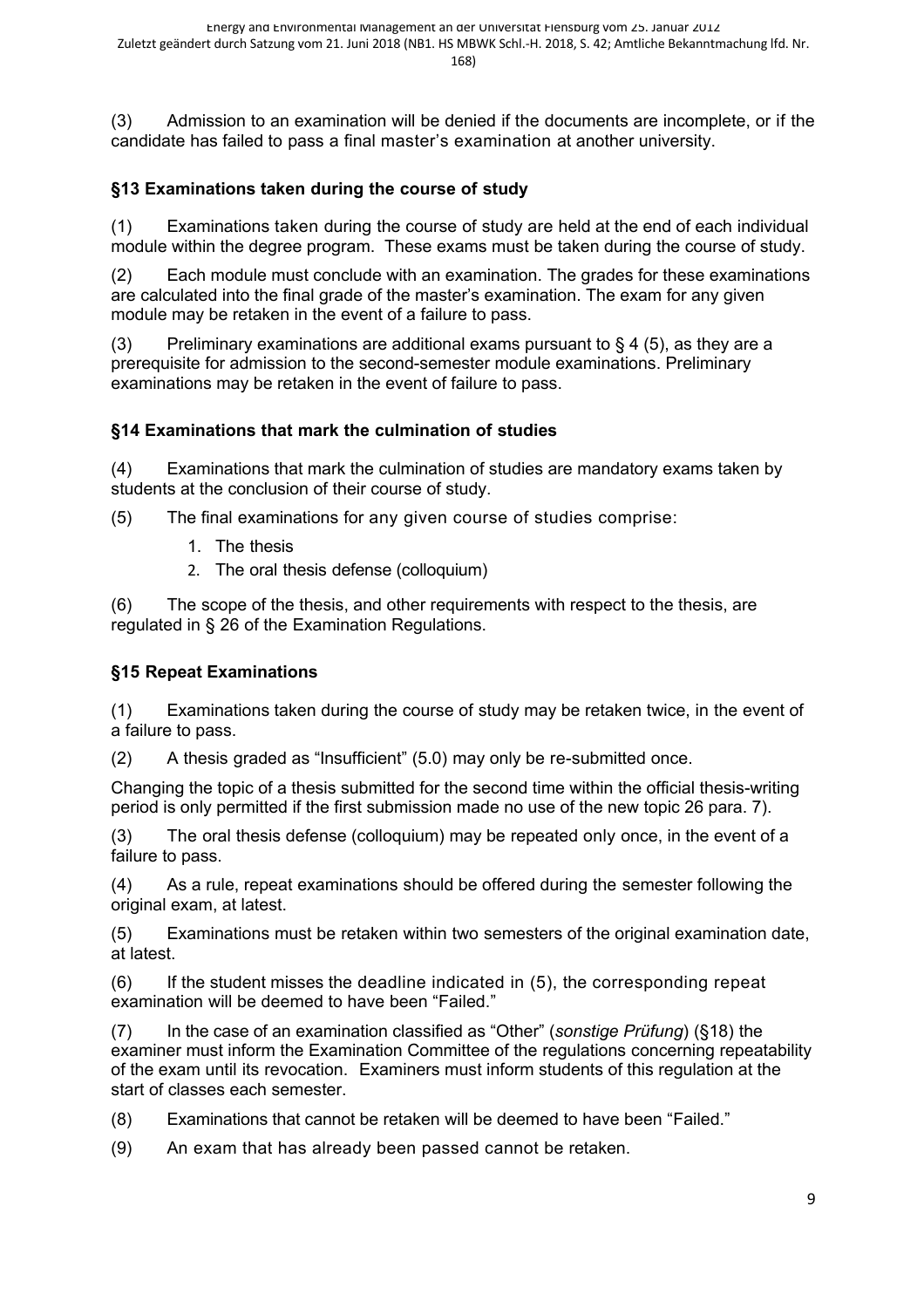(3) Admission to an examination will be denied if the documents are incomplete, or if the candidate has failed to pass a final master's examination at another university.

### §13 Examinations taken during the course of study

(1) Examinations taken during the course of study are held at the end of each individual module within the degree program. These exams must be taken during the course of study.

(2) Each module must conclude with an examination. The grades for these examinations are calculated into the final grade of the master's examination. The exam for any given module may be retaken in the event of a failure to pass.

(3) Preliminary examinations are additional exams pursuant to § 4 (5), as they are a prerequisite for admission to the second-semester module examinations. Preliminary examinations may be retaken in the event of failure to pass.

### §14 Examinations that mark the culmination of studies

(4) Examinations that mark the culmination of studies are mandatory exams taken by students at the conclusion of their course of study.

(5) The final examinations for any given course of studies comprise:

1. The thesis
2. The oral thesis defense (colloquium)

(6) The scope of the thesis, and other requirements with respect to the thesis, are regulated in § 26 of the Examination Regulations.

### §15 Repeat Examinations

(1) Examinations taken during the course of study may be retaken twice, in the event of a failure to pass.

(2) A thesis graded as "Insufficient" (5.0) may only be re-submitted once.

Changing the topic of a thesis submitted for the second time within the official thesis-writing period is only permitted if the first submission made no use of the new topic 26 para. 7).

(3) The oral thesis defense (colloquium) may be repeated only once, in the event of a failure to pass.

(4) As a rule, repeat examinations should be offered during the semester following the original exam, at latest.

(5) Examinations must be retaken within two semesters of the original examination date, at latest.

(6) If the student misses the deadline indicated in (5), the corresponding repeat examination will be deemed to have been "Failed."

(7) In the case of an examination classified as "Other" (*sonstige Prüfung*) (§18) the examiner must inform the Examination Committee of the regulations concerning repeatability of the exam until its revocation. Examiners must inform students of this regulation at the start of classes each semester.

(8) Examinations that cannot be retaken will be deemed to have been "Failed."

(9) An exam that has already been passed cannot be retaken.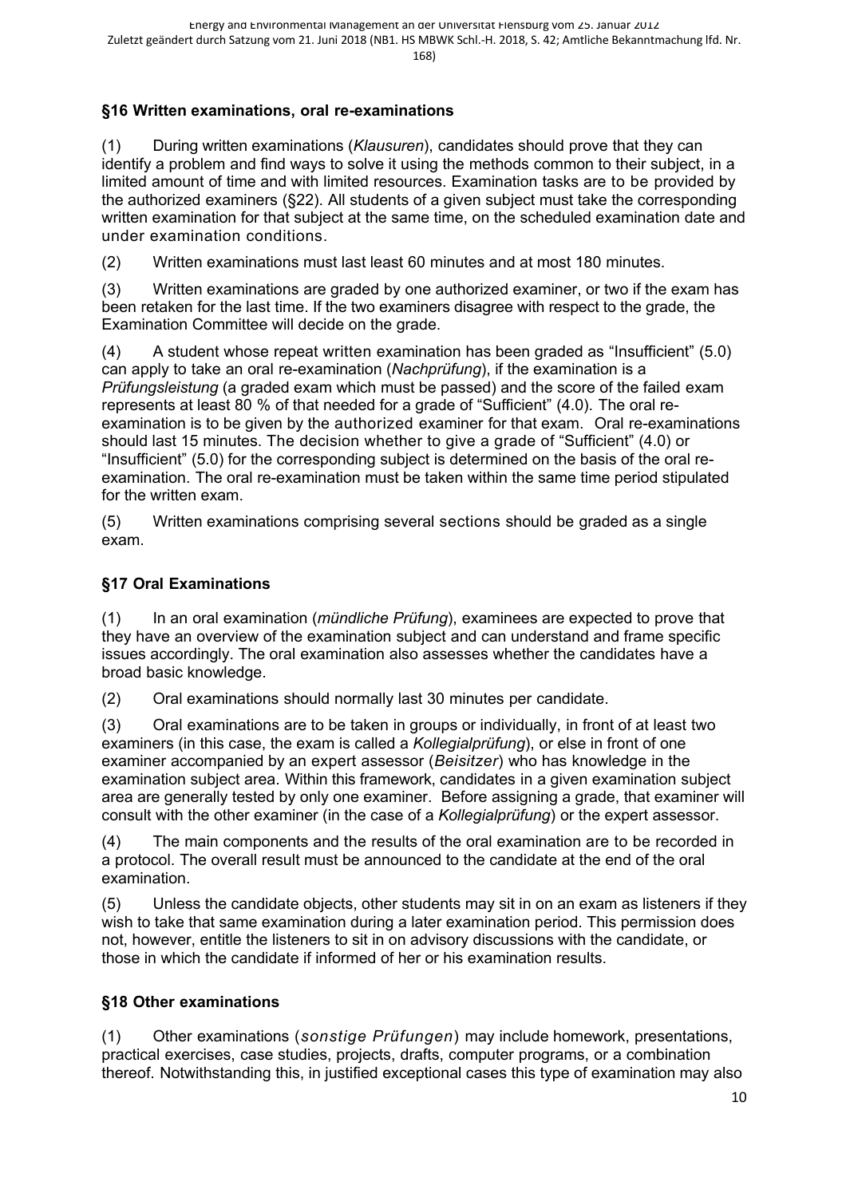## §16 Written examinations, oral re-examinations

(1) During written examinations (*Klausuren*), candidates should prove that they can identify a problem and find ways to solve it using the methods common to their subject, in a limited amount of time and with limited resources. Examination tasks are to be provided by the authorized examiners (§22). All students of a given subject must take the corresponding written examination for that subject at the same time, on the scheduled examination date and under examination conditions.

(2) Written examinations must last least 60 minutes and at most 180 minutes.

(3) Written examinations are graded by one authorized examiner, or two if the exam has been retaken for the last time. If the two examiners disagree with respect to the grade, the Examination Committee will decide on the grade.

(4) A student whose repeat written examination has been graded as "Insufficient" (5.0) can apply to take an oral re-examination (*Nachprüfung*), if the examination is a *Prüfungsleistung* (a graded exam which must be passed) and the score of the failed exam represents at least 80 % of that needed for a grade of "Sufficient" (4.0). The oral re-examination is to be given by the authorized examiner for that exam. Oral re-examinations should last 15 minutes. The decision whether to give a grade of "Sufficient" (4.0) or "Insufficient" (5.0) for the corresponding subject is determined on the basis of the oral re-examination. The oral re-examination must be taken within the same time period stipulated for the written exam.

(5) Written examinations comprising several sections should be graded as a single exam.

## §17 Oral Examinations

(1) In an oral examination (*mündliche Prüfung*), examinees are expected to prove that they have an overview of the examination subject and can understand and frame specific issues accordingly. The oral examination also assesses whether the candidates have a broad basic knowledge.

(2) Oral examinations should normally last 30 minutes per candidate.

(3) Oral examinations are to be taken in groups or individually, in front of at least two examiners (in this case, the exam is called a *Kollegialprüfung*), or else in front of one examiner accompanied by an expert assessor (*Beisitzer*) who has knowledge in the examination subject area. Within this framework, candidates in a given examination subject area are generally tested by only one examiner. Before assigning a grade, that examiner will consult with the other examiner (in the case of a *Kollegialprüfung*) or the expert assessor.

(4) The main components and the results of the oral examination are to be recorded in a protocol. The overall result must be announced to the candidate at the end of the oral examination.

(5) Unless the candidate objects, other students may sit in on an exam as listeners if they wish to take that same examination during a later examination period. This permission does not, however, entitle the listeners to sit in on advisory discussions with the candidate, or those in which the candidate if informed of her or his examination results.

## §18 Other examinations

(1) Other examinations (*sonstige Prüfungen*) may include homework, presentations, practical exercises, case studies, projects, drafts, computer programs, or a combination thereof. Notwithstanding this, in justified exceptional cases this type of examination may also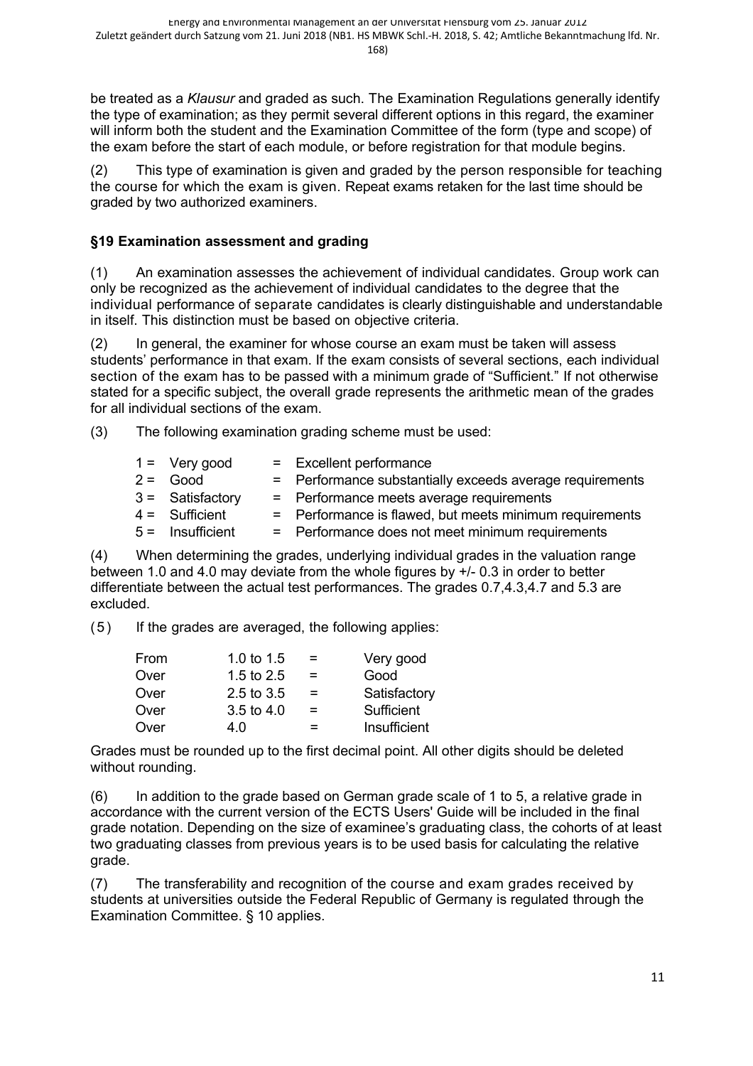be treated as a *Klausur* and graded as such. The Examination Regulations generally identify the type of examination; as they permit several different options in this regard, the examiner will inform both the student and the Examination Committee of the form (type and scope) of the exam before the start of each module, or before registration for that module begins.

(2) This type of examination is given and graded by the person responsible for teaching the course for which the exam is given. Repeat exams retaken for the last time should be graded by two authorized examiners.

### §19 Examination assessment and grading

(1) An examination assesses the achievement of individual candidates. Group work can only be recognized as the achievement of individual candidates to the degree that the individual performance of separate candidates is clearly distinguishable and understandable in itself. This distinction must be based on objective criteria.

(2) In general, the examiner for whose course an exam must be taken will assess students' performance in that exam. If the exam consists of several sections, each individual section of the exam has to be passed with a minimum grade of "Sufficient." If not otherwise stated for a specific subject, the overall grade represents the arithmetic mean of the grades for all individual sections of the exam.

(3) The following examination grading scheme must be used:

| | | | |
|---|---|---|---|
| 1 = | Very good | = | Excellent performance |
| 2 = | Good | = | Performance substantially exceeds average requirements |
| 3 = | Satisfactory | = | Performance meets average requirements |
| 4 = | Sufficient | = | Performance is flawed, but meets minimum requirements |
| 5 = | Insufficient | = | Performance does not meet minimum requirements |

(4) When determining the grades, underlying individual grades in the valuation range between 1.0 and 4.0 may deviate from the whole figures by +/- 0.3 in order to better differentiate between the actual test performances. The grades 0.7,4.3,4.7 and 5.3 are excluded.

(5) If the grades are averaged, the following applies:

| | | | |
|---|---|---|---|
| From | 1.0 to 1.5 | = | Very good |
| Over | 1.5 to 2.5 | = | Good |
| Over | 2.5 to 3.5 | = | Satisfactory |
| Over | 3.5 to 4.0 | = | Sufficient |
| Over | 4.0 | = | Insufficient |

Grades must be rounded up to the first decimal point. All other digits should be deleted without rounding.

(6) In addition to the grade based on German grade scale of 1 to 5, a relative grade in accordance with the current version of the ECTS Users' Guide will be included in the final grade notation. Depending on the size of examinee's graduating class, the cohorts of at least two graduating classes from previous years is to be used basis for calculating the relative grade.

(7) The transferability and recognition of the course and exam grades received by students at universities outside the Federal Republic of Germany is regulated through the Examination Committee. § 10 applies.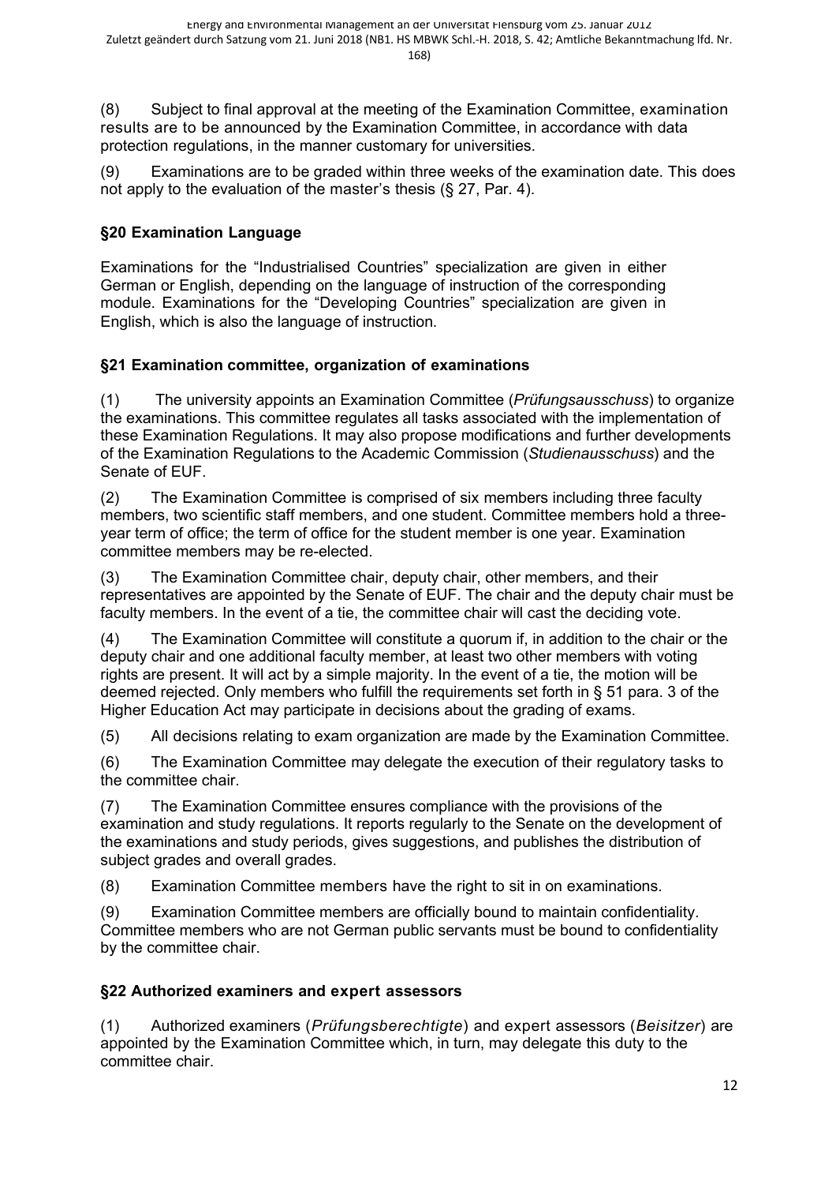(8) Subject to final approval at the meeting of the Examination Committee, examination results are to be announced by the Examination Committee, in accordance with data protection regulations, in the manner customary for universities.

(9) Examinations are to be graded within three weeks of the examination date. This does not apply to the evaluation of the master's thesis (§ 27, Par. 4).

### §20 Examination Language

Examinations for the "Industrialised Countries" specialization are given in either German or English, depending on the language of instruction of the corresponding module. Examinations for the "Developing Countries" specialization are given in English, which is also the language of instruction.

### §21 Examination committee, organization of examinations

(1) The university appoints an Examination Committee (*Prüfungsausschuss*) to organize the examinations. This committee regulates all tasks associated with the implementation of these Examination Regulations. It may also propose modifications and further developments of the Examination Regulations to the Academic Commission (*Studienausschuss*) and the Senate of EUF.

(2) The Examination Committee is comprised of six members including three faculty members, two scientific staff members, and one student. Committee members hold a three-year term of office; the term of office for the student member is one year. Examination committee members may be re-elected.

(3) The Examination Committee chair, deputy chair, other members, and their representatives are appointed by the Senate of EUF. The chair and the deputy chair must be faculty members. In the event of a tie, the committee chair will cast the deciding vote.

(4) The Examination Committee will constitute a quorum if, in addition to the chair or the deputy chair and one additional faculty member, at least two other members with voting rights are present. It will act by a simple majority. In the event of a tie, the motion will be deemed rejected. Only members who fulfill the requirements set forth in § 51 para. 3 of the Higher Education Act may participate in decisions about the grading of exams.

(5) All decisions relating to exam organization are made by the Examination Committee.

(6) The Examination Committee may delegate the execution of their regulatory tasks to the committee chair.

(7) The Examination Committee ensures compliance with the provisions of the examination and study regulations. It reports regularly to the Senate on the development of the examinations and study periods, gives suggestions, and publishes the distribution of subject grades and overall grades.

(8) Examination Committee members have the right to sit in on examinations.

(9) Examination Committee members are officially bound to maintain confidentiality. Committee members who are not German public servants must be bound to confidentiality by the committee chair.

### §22 Authorized examiners and expert assessors

(1) Authorized examiners (*Prüfungsberechtigte*) and expert assessors (*Beisitzer*) are appointed by the Examination Committee which, in turn, may delegate this duty to the committee chair.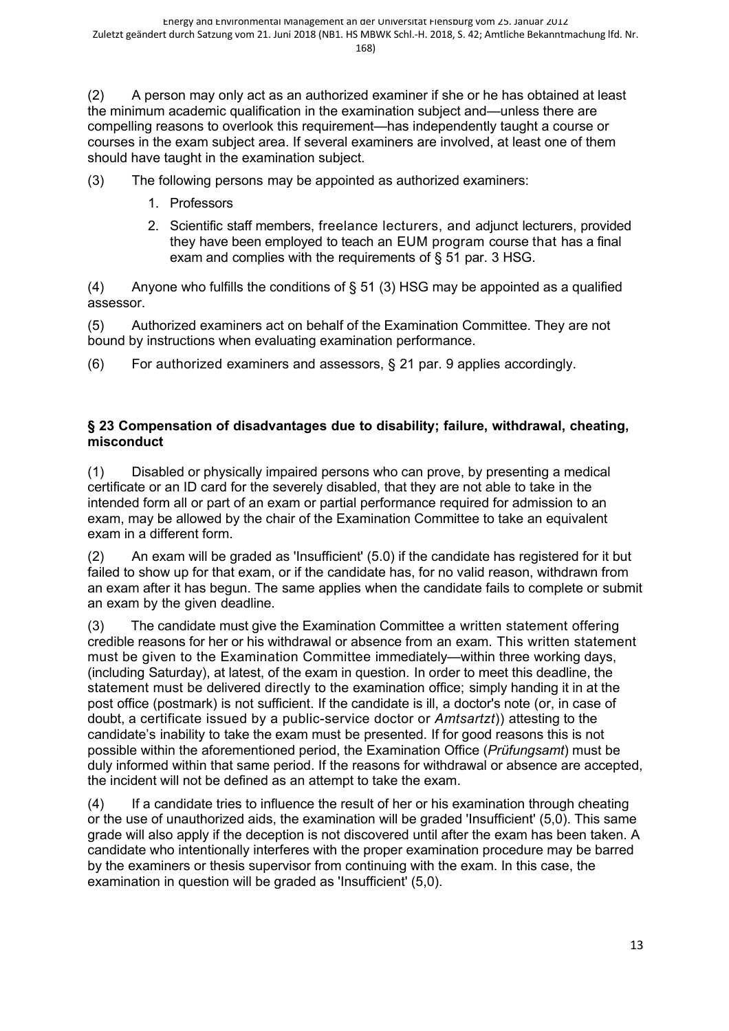(2) A person may only act as an authorized examiner if she or he has obtained at least the minimum academic qualification in the examination subject and—unless there are compelling reasons to overlook this requirement—has independently taught a course or courses in the exam subject area. If several examiners are involved, at least one of them should have taught in the examination subject.

(3) The following persons may be appointed as authorized examiners:

1. Professors
2. Scientific staff members, freelance lecturers, and adjunct lecturers, provided they have been employed to teach an EUM program course that has a final exam and complies with the requirements of § 51 par. 3 HSG.

(4) Anyone who fulfills the conditions of § 51 (3) HSG may be appointed as a qualified assessor.

(5) Authorized examiners act on behalf of the Examination Committee. They are not bound by instructions when evaluating examination performance.

(6) For authorized examiners and assessors, § 21 par. 9 applies accordingly.

### § 23 Compensation of disadvantages due to disability; failure, withdrawal, cheating, misconduct

(1) Disabled or physically impaired persons who can prove, by presenting a medical certificate or an ID card for the severely disabled, that they are not able to take in the intended form all or part of an exam or partial performance required for admission to an exam, may be allowed by the chair of the Examination Committee to take an equivalent exam in a different form.

(2) An exam will be graded as 'Insufficient' (5.0) if the candidate has registered for it but failed to show up for that exam, or if the candidate has, for no valid reason, withdrawn from an exam after it has begun. The same applies when the candidate fails to complete or submit an exam by the given deadline.

(3) The candidate must give the Examination Committee a written statement offering credible reasons for her or his withdrawal or absence from an exam. This written statement must be given to the Examination Committee immediately—within three working days, (including Saturday), at latest, of the exam in question. In order to meet this deadline, the statement must be delivered directly to the examination office; simply handing it in at the post office (postmark) is not sufficient. If the candidate is ill, a doctor's note (or, in case of doubt, a certificate issued by a public-service doctor or *Amtsartzt*)) attesting to the candidate's inability to take the exam must be presented. If for good reasons this is not possible within the aforementioned period, the Examination Office (*Prüfungsamt*) must be duly informed within that same period. If the reasons for withdrawal or absence are accepted, the incident will not be defined as an attempt to take the exam.

(4) If a candidate tries to influence the result of her or his examination through cheating or the use of unauthorized aids, the examination will be graded 'Insufficient' (5,0). This same grade will also apply if the deception is not discovered until after the exam has been taken. A candidate who intentionally interferes with the proper examination procedure may be barred by the examiners or thesis supervisor from continuing with the exam. In this case, the examination in question will be graded as 'Insufficient' (5,0).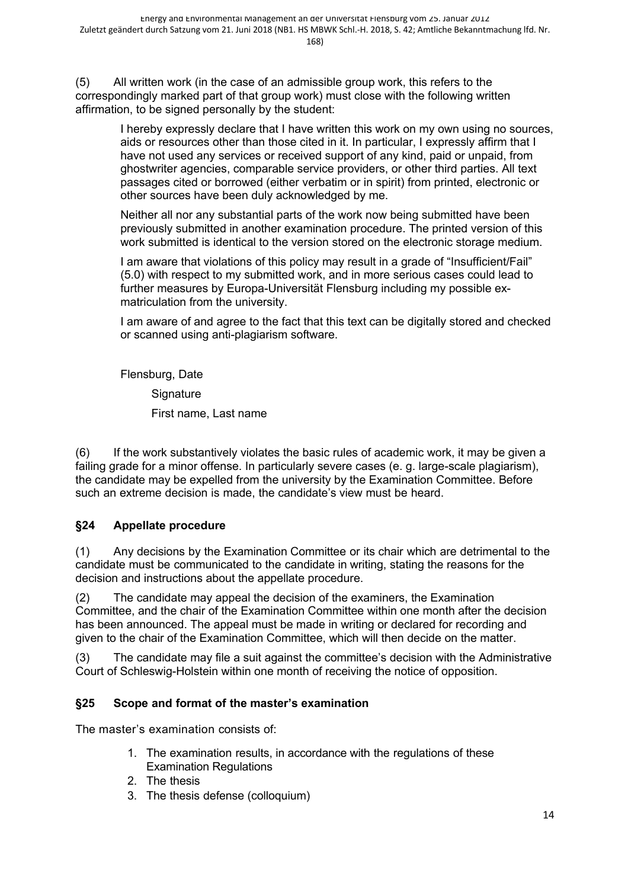(5) All written work (in the case of an admissible group work, this refers to the correspondingly marked part of that group work) must close with the following written affirmation, to be signed personally by the student:

> I hereby expressly declare that I have written this work on my own using no sources, aids or resources other than those cited in it. In particular, I expressly affirm that I have not used any services or received support of any kind, paid or unpaid, from ghostwriter agencies, comparable service providers, or other third parties. All text passages cited or borrowed (either verbatim or in spirit) from printed, electronic or other sources have been duly acknowledged by me.
>
> Neither all nor any substantial parts of the work now being submitted have been previously submitted in another examination procedure. The printed version of this work submitted is identical to the version stored on the electronic storage medium.
>
> I am aware that violations of this policy may result in a grade of "Insufficient/Fail" (5.0) with respect to my submitted work, and in more serious cases could lead to further measures by Europa-Universität Flensburg including my possible ex-matriculation from the university.
>
> I am aware of and agree to the fact that this text can be digitally stored and checked or scanned using anti-plagiarism software.
>
> Flensburg, Date
>
> Signature
>
> First name, Last name

(6) If the work substantively violates the basic rules of academic work, it may be given a failing grade for a minor offense. In particularly severe cases (e. g. large-scale plagiarism), the candidate may be expelled from the university by the Examination Committee. Before such an extreme decision is made, the candidate's view must be heard.

### §24 Appellate procedure

(1) Any decisions by the Examination Committee or its chair which are detrimental to the candidate must be communicated to the candidate in writing, stating the reasons for the decision and instructions about the appellate procedure.

(2) The candidate may appeal the decision of the examiners, the Examination Committee, and the chair of the Examination Committee within one month after the decision has been announced. The appeal must be made in writing or declared for recording and given to the chair of the Examination Committee, which will then decide on the matter.

(3) The candidate may file a suit against the committee's decision with the Administrative Court of Schleswig-Holstein within one month of receiving the notice of opposition.

### §25 Scope and format of the master's examination

The master's examination consists of:

1. The examination results, in accordance with the regulations of these Examination Regulations
2. The thesis
3. The thesis defense (colloquium)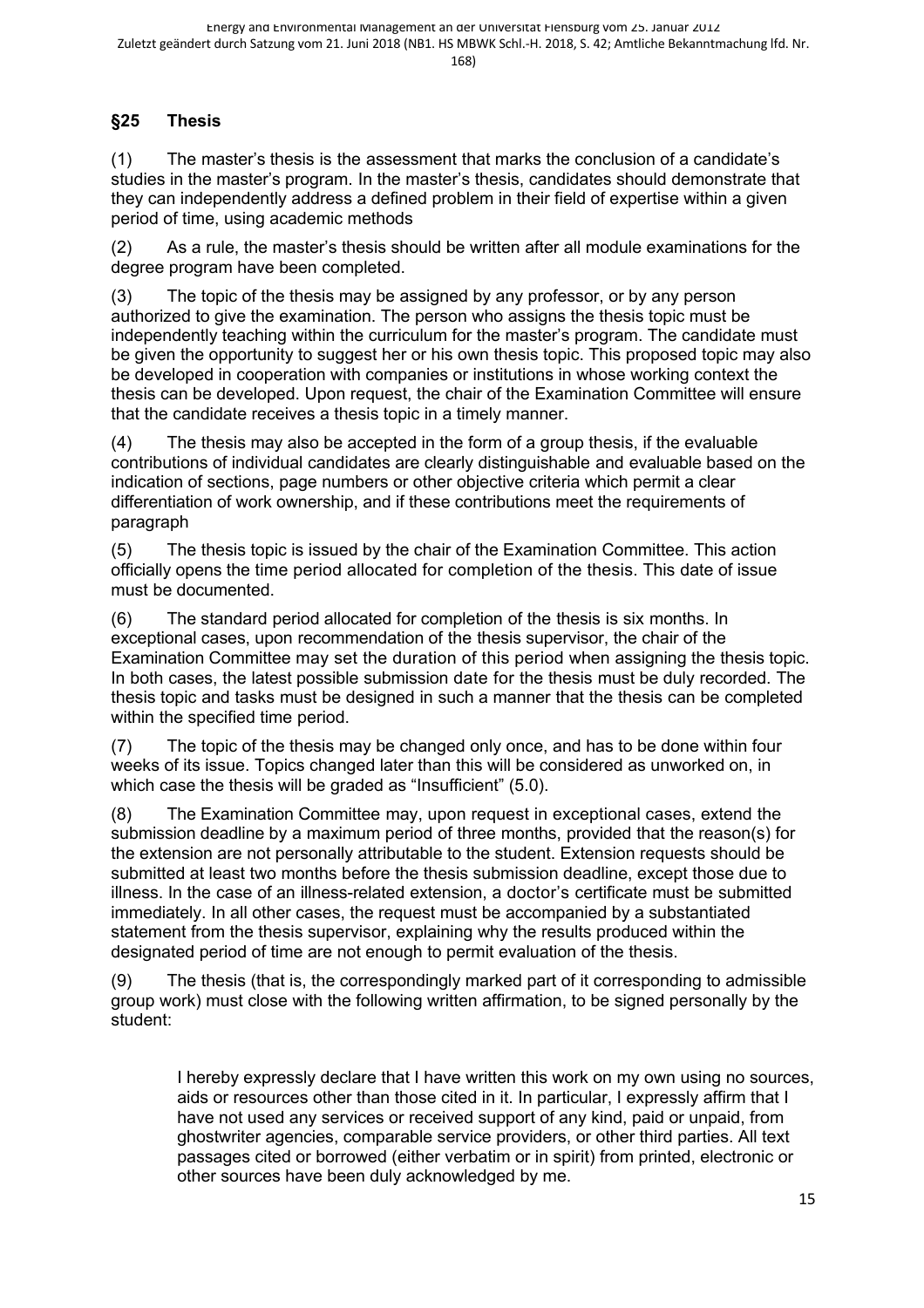## §25 Thesis

(1) The master's thesis is the assessment that marks the conclusion of a candidate's studies in the master's program. In the master's thesis, candidates should demonstrate that they can independently address a defined problem in their field of expertise within a given period of time, using academic methods

(2) As a rule, the master's thesis should be written after all module examinations for the degree program have been completed.

(3) The topic of the thesis may be assigned by any professor, or by any person authorized to give the examination. The person who assigns the thesis topic must be independently teaching within the curriculum for the master's program. The candidate must be given the opportunity to suggest her or his own thesis topic. This proposed topic may also be developed in cooperation with companies or institutions in whose working context the thesis can be developed. Upon request, the chair of the Examination Committee will ensure that the candidate receives a thesis topic in a timely manner.

(4) The thesis may also be accepted in the form of a group thesis, if the evaluable contributions of individual candidates are clearly distinguishable and evaluable based on the indication of sections, page numbers or other objective criteria which permit a clear differentiation of work ownership, and if these contributions meet the requirements of paragraph

(5) The thesis topic is issued by the chair of the Examination Committee. This action officially opens the time period allocated for completion of the thesis. This date of issue must be documented.

(6) The standard period allocated for completion of the thesis is six months. In exceptional cases, upon recommendation of the thesis supervisor, the chair of the Examination Committee may set the duration of this period when assigning the thesis topic. In both cases, the latest possible submission date for the thesis must be duly recorded. The thesis topic and tasks must be designed in such a manner that the thesis can be completed within the specified time period.

(7) The topic of the thesis may be changed only once, and has to be done within four weeks of its issue. Topics changed later than this will be considered as unworked on, in which case the thesis will be graded as "Insufficient" (5.0).

(8) The Examination Committee may, upon request in exceptional cases, extend the submission deadline by a maximum period of three months, provided that the reason(s) for the extension are not personally attributable to the student. Extension requests should be submitted at least two months before the thesis submission deadline, except those due to illness. In the case of an illness-related extension, a doctor's certificate must be submitted immediately. In all other cases, the request must be accompanied by a substantiated statement from the thesis supervisor, explaining why the results produced within the designated period of time are not enough to permit evaluation of the thesis.

(9) The thesis (that is, the correspondingly marked part of it corresponding to admissible group work) must close with the following written affirmation, to be signed personally by the student:

> I hereby expressly declare that I have written this work on my own using no sources, aids or resources other than those cited in it. In particular, I expressly affirm that I have not used any services or received support of any kind, paid or unpaid, from ghostwriter agencies, comparable service providers, or other third parties. All text passages cited or borrowed (either verbatim or in spirit) from printed, electronic or other sources have been duly acknowledged by me.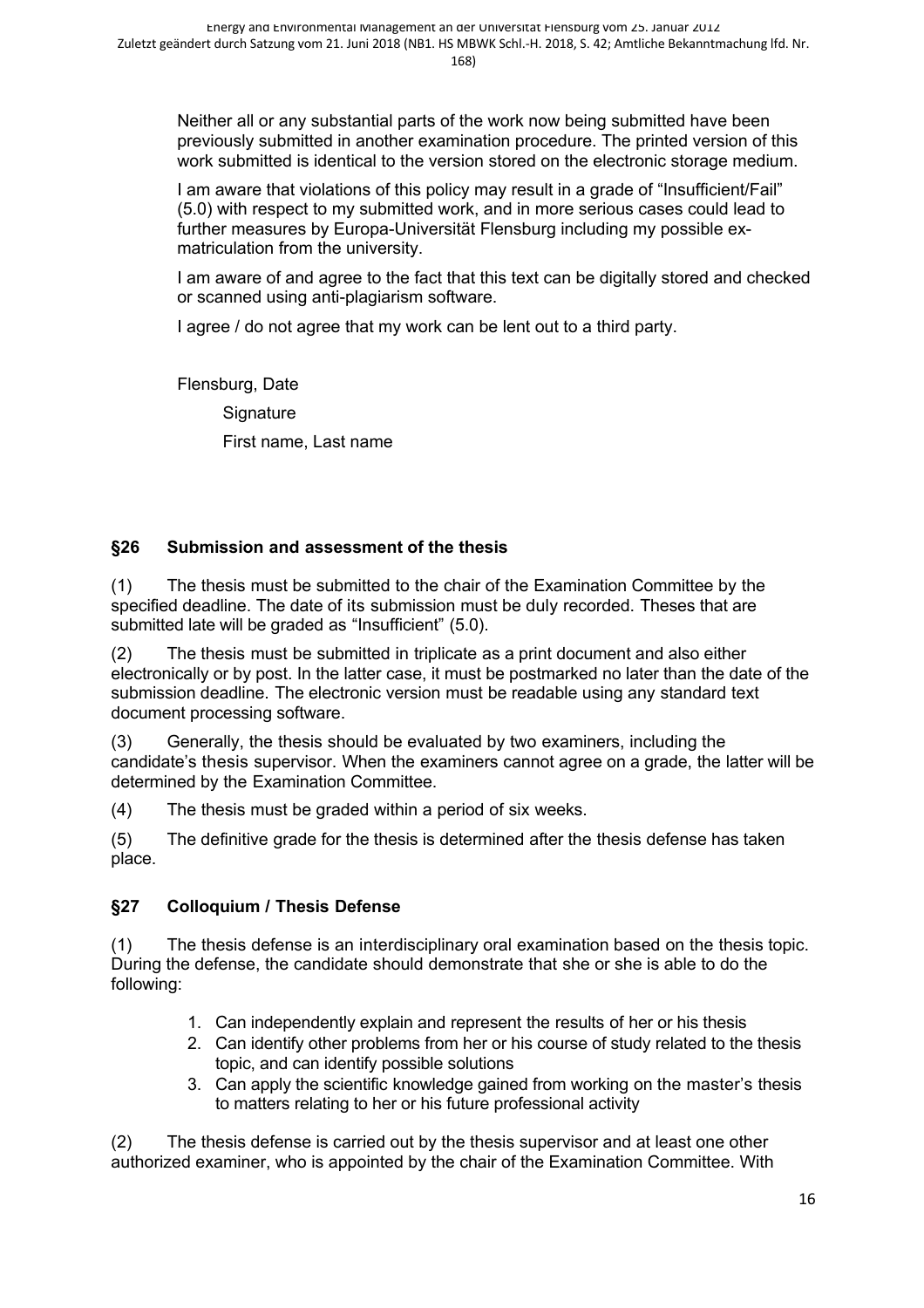Neither all or any substantial parts of the work now being submitted have been previously submitted in another examination procedure. The printed version of this work submitted is identical to the version stored on the electronic storage medium.

I am aware that violations of this policy may result in a grade of "Insufficient/Fail" (5.0) with respect to my submitted work, and in more serious cases could lead to further measures by Europa-Universität Flensburg including my possible ex-matriculation from the university.

I am aware of and agree to the fact that this text can be digitally stored and checked or scanned using anti-plagiarism software.

I agree / do not agree that my work can be lent out to a third party.

Flensburg, Date

Signature

First name, Last name

### §26 Submission and assessment of the thesis

(1) The thesis must be submitted to the chair of the Examination Committee by the specified deadline. The date of its submission must be duly recorded. Theses that are submitted late will be graded as "Insufficient" (5.0).

(2) The thesis must be submitted in triplicate as a print document and also either electronically or by post. In the latter case, it must be postmarked no later than the date of the submission deadline. The electronic version must be readable using any standard text document processing software.

(3) Generally, the thesis should be evaluated by two examiners, including the candidate's thesis supervisor. When the examiners cannot agree on a grade, the latter will be determined by the Examination Committee.

(4) The thesis must be graded within a period of six weeks.

(5) The definitive grade for the thesis is determined after the thesis defense has taken place.

### §27 Colloquium / Thesis Defense

(1) The thesis defense is an interdisciplinary oral examination based on the thesis topic. During the defense, the candidate should demonstrate that she or she is able to do the following:

1. Can independently explain and represent the results of her or his thesis
2. Can identify other problems from her or his course of study related to the thesis topic, and can identify possible solutions
3. Can apply the scientific knowledge gained from working on the master's thesis to matters relating to her or his future professional activity

(2) The thesis defense is carried out by the thesis supervisor and at least one other authorized examiner, who is appointed by the chair of the Examination Committee. With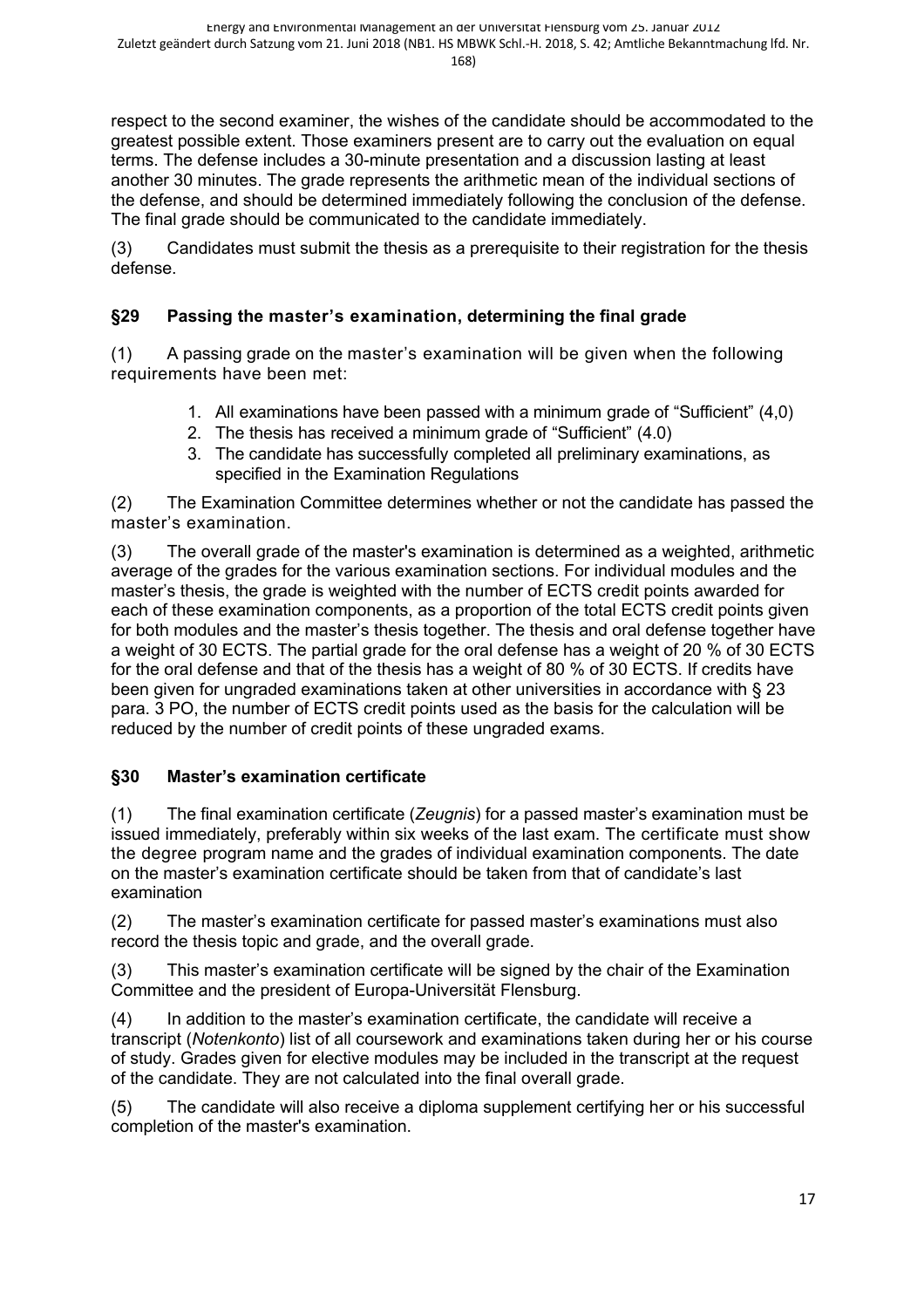respect to the second examiner, the wishes of the candidate should be accommodated to the greatest possible extent. Those examiners present are to carry out the evaluation on equal terms. The defense includes a 30-minute presentation and a discussion lasting at least another 30 minutes. The grade represents the arithmetic mean of the individual sections of the defense, and should be determined immediately following the conclusion of the defense. The final grade should be communicated to the candidate immediately.

(3) Candidates must submit the thesis as a prerequisite to their registration for the thesis defense.

## §29 Passing the master's examination, determining the final grade

(1) A passing grade on the master's examination will be given when the following requirements have been met:

1. All examinations have been passed with a minimum grade of "Sufficient" (4,0)
2. The thesis has received a minimum grade of "Sufficient" (4.0)
3. The candidate has successfully completed all preliminary examinations, as specified in the Examination Regulations

(2) The Examination Committee determines whether or not the candidate has passed the master's examination.

(3) The overall grade of the master's examination is determined as a weighted, arithmetic average of the grades for the various examination sections. For individual modules and the master's thesis, the grade is weighted with the number of ECTS credit points awarded for each of these examination components, as a proportion of the total ECTS credit points given for both modules and the master's thesis together. The thesis and oral defense together have a weight of 30 ECTS. The partial grade for the oral defense has a weight of 20 % of 30 ECTS for the oral defense and that of the thesis has a weight of 80 % of 30 ECTS. If credits have been given for ungraded examinations taken at other universities in accordance with § 23 para. 3 PO, the number of ECTS credit points used as the basis for the calculation will be reduced by the number of credit points of these ungraded exams.

## §30 Master's examination certificate

(1) The final examination certificate (*Zeugnis*) for a passed master's examination must be issued immediately, preferably within six weeks of the last exam. The certificate must show the degree program name and the grades of individual examination components. The date on the master's examination certificate should be taken from that of candidate's last examination

(2) The master's examination certificate for passed master's examinations must also record the thesis topic and grade, and the overall grade.

(3) This master's examination certificate will be signed by the chair of the Examination Committee and the president of Europa-Universität Flensburg.

(4) In addition to the master's examination certificate, the candidate will receive a transcript (*Notenkonto*) list of all coursework and examinations taken during her or his course of study. Grades given for elective modules may be included in the transcript at the request of the candidate. They are not calculated into the final overall grade.

(5) The candidate will also receive a diploma supplement certifying her or his successful completion of the master's examination.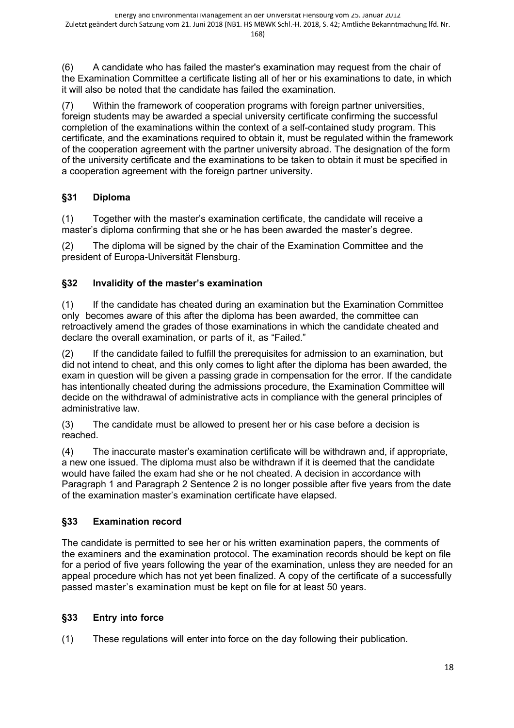(6) A candidate who has failed the master's examination may request from the chair of the Examination Committee a certificate listing all of her or his examinations to date, in which it will also be noted that the candidate has failed the examination.

(7) Within the framework of cooperation programs with foreign partner universities, foreign students may be awarded a special university certificate confirming the successful completion of the examinations within the context of a self-contained study program. This certificate, and the examinations required to obtain it, must be regulated within the framework of the cooperation agreement with the partner university abroad. The designation of the form of the university certificate and the examinations to be taken to obtain it must be specified in a cooperation agreement with the foreign partner university.

### §31 Diploma

(1) Together with the master's examination certificate, the candidate will receive a master's diploma confirming that she or he has been awarded the master's degree.

(2) The diploma will be signed by the chair of the Examination Committee and the president of Europa-Universität Flensburg.

### §32 Invalidity of the master's examination

(1) If the candidate has cheated during an examination but the Examination Committee only becomes aware of this after the diploma has been awarded, the committee can retroactively amend the grades of those examinations in which the candidate cheated and declare the overall examination, or parts of it, as "Failed."

(2) If the candidate failed to fulfill the prerequisites for admission to an examination, but did not intend to cheat, and this only comes to light after the diploma has been awarded, the exam in question will be given a passing grade in compensation for the error. If the candidate has intentionally cheated during the admissions procedure, the Examination Committee will decide on the withdrawal of administrative acts in compliance with the general principles of administrative law.

(3) The candidate must be allowed to present her or his case before a decision is reached.

(4) The inaccurate master's examination certificate will be withdrawn and, if appropriate, a new one issued. The diploma must also be withdrawn if it is deemed that the candidate would have failed the exam had she or he not cheated. A decision in accordance with Paragraph 1 and Paragraph 2 Sentence 2 is no longer possible after five years from the date of the examination master's examination certificate have elapsed.

### §33 Examination record

The candidate is permitted to see her or his written examination papers, the comments of the examiners and the examination protocol. The examination records should be kept on file for a period of five years following the year of the examination, unless they are needed for an appeal procedure which has not yet been finalized. A copy of the certificate of a successfully passed master's examination must be kept on file for at least 50 years.

### §33 Entry into force

(1) These regulations will enter into force on the day following their publication.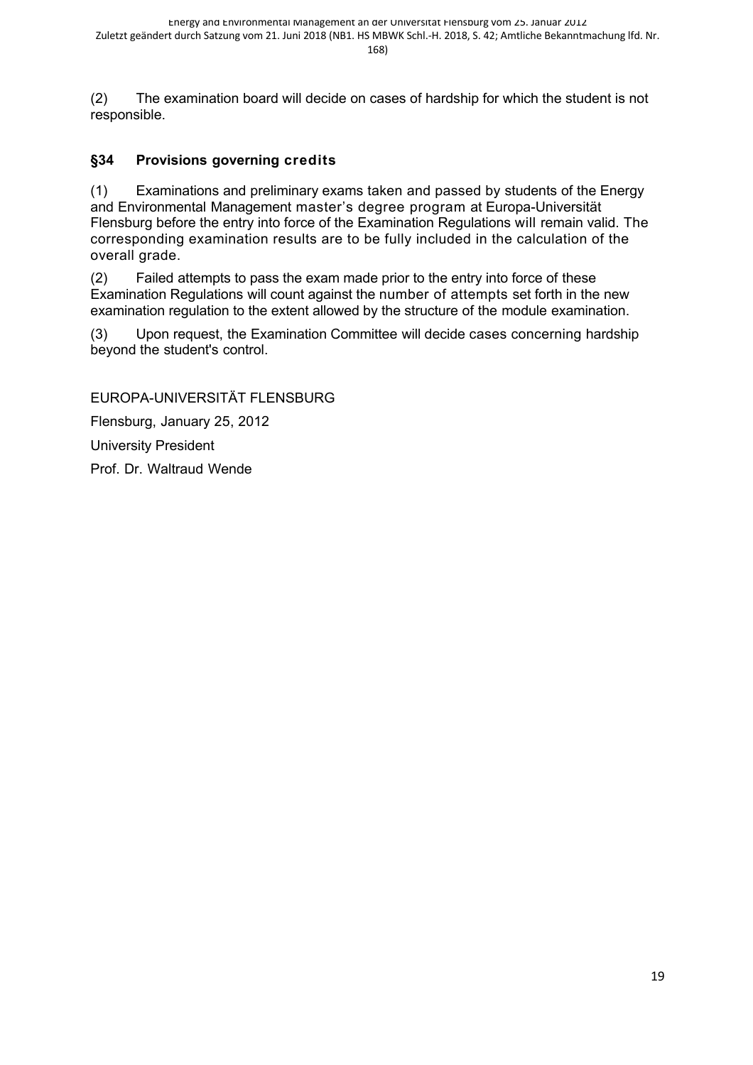(2) The examination board will decide on cases of hardship for which the student is not responsible.

## §34 Provisions governing credits

(1) Examinations and preliminary exams taken and passed by students of the Energy and Environmental Management master's degree program at Europa-Universität Flensburg before the entry into force of the Examination Regulations will remain valid. The corresponding examination results are to be fully included in the calculation of the overall grade.

(2) Failed attempts to pass the exam made prior to the entry into force of these Examination Regulations will count against the number of attempts set forth in the new examination regulation to the extent allowed by the structure of the module examination.

(3) Upon request, the Examination Committee will decide cases concerning hardship beyond the student's control.

EUROPA-UNIVERSITÄT FLENSBURG

Flensburg, January 25, 2012

University President

Prof. Dr. Waltraud Wende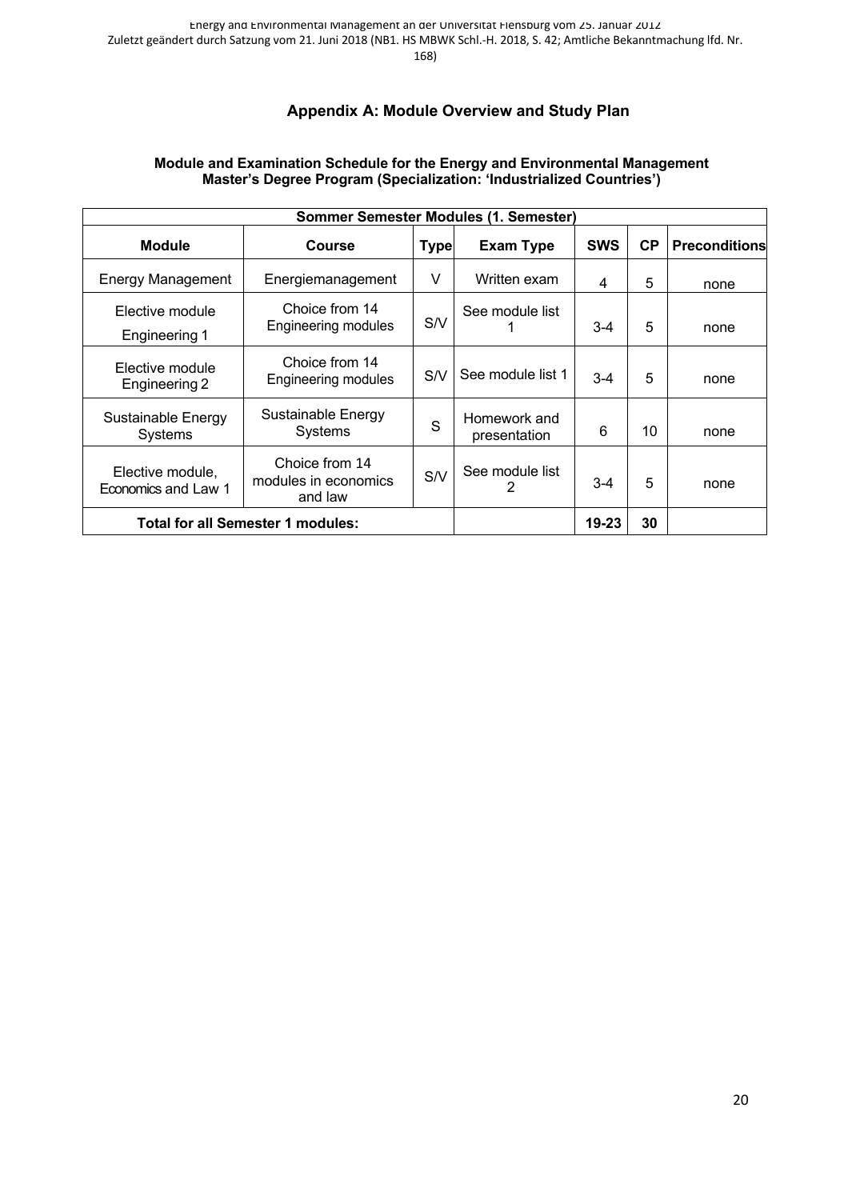## Appendix A: Module Overview and Study Plan

**Module and Examination Schedule for the Energy and Environmental Management Master's Degree Program (Specialization: 'Industrialized Countries')**

| Sommer Semester Modules (1. Semester) | | | | | | |
|---|---|---|---|---|---|---|
| **Module** | **Course** | **Type** | **Exam Type** | **SWS** | **CP** | **Preconditions** |
| Energy Management | Energiemanagement | V | Written exam | 4 | 5 | none |
| Elective module Engineering 1 | Choice from 14 Engineering modules | S/V | See module list 1 | 3-4 | 5 | none |
| Elective module Engineering 2 | Choice from 14 Engineering modules | S/V | See module list 1 | 3-4 | 5 | none |
| Sustainable Energy Systems | Sustainable Energy Systems | S | Homework and presentation | 6 | 10 | none |
| Elective module, Economics and Law 1 | Choice from 14 modules in economics and law | S/V | See module list 2 | 3-4 | 5 | none |
| **Total for all Semester 1 modules:** | | | | **19-23** | **30** | |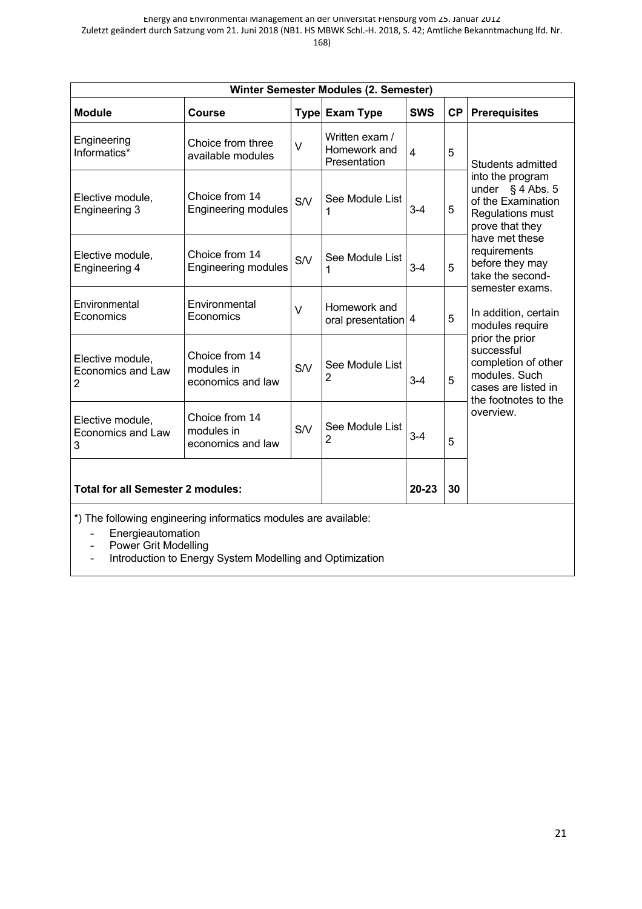| Winter Semester Modules (2. Semester) | | | | | | |
|---|---|---|---|---|---|---|
| **Module** | **Course** | **Type** | **Exam Type** | **SWS** | **CP** | **Prerequisites** |
| Engineering Informatics* | Choice from three available modules | V | Written exam / Homework and Presentation | 4 | 5 | Students admitted into the program under § 4 Abs. 5 of the Examination Regulations must prove that they have met these requirements before they may take the second-semester exams. In addition, certain modules require prior the prior successful completion of other modules. Such cases are listed in the footnotes to the overview. |
| Elective module, Engineering 3 | Choice from 14 Engineering modules | S/V | See Module List 1 | 3-4 | 5 | |
| Elective module, Engineering 4 | Choice from 14 Engineering modules | S/V | See Module List 1 | 3-4 | 5 | |
| Environmental Economics | Environmental Economics | V | Homework and oral presentation | 4 | 5 | |
| Elective module, Economics and Law 2 | Choice from 14 modules in economics and law | S/V | See Module List 2 | 3-4 | 5 | |
| Elective module, Economics and Law 3 | Choice from 14 modules in economics and law | S/V | See Module List 2 | 3-4 | 5 | |
| **Total for all Semester 2 modules:** | | | | **20-23** | **30** | |

*) The following engineering informatics modules are available:

- Energieautomation
- Power Grit Modelling
- Introduction to Energy System Modelling and Optimization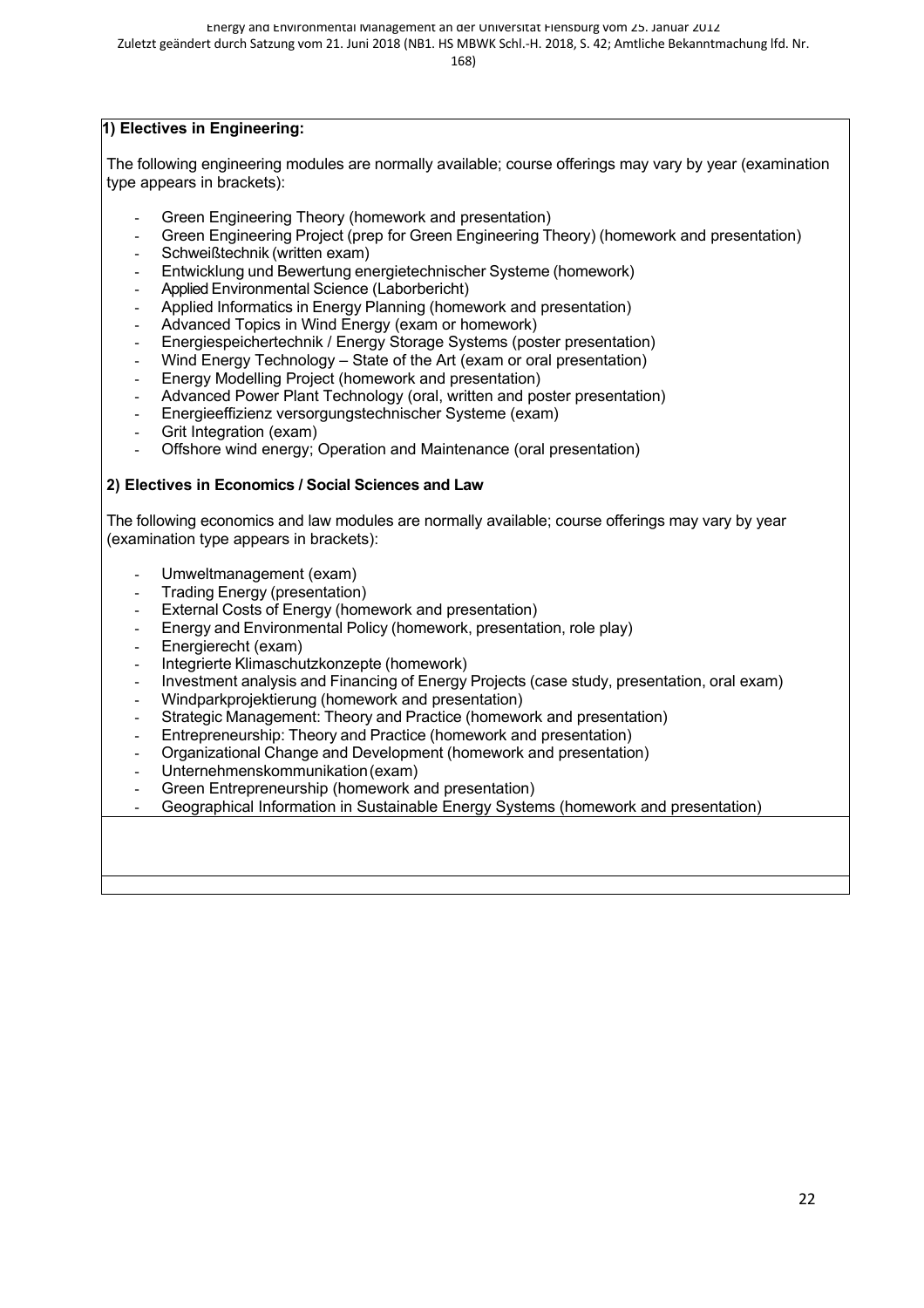**1) Electives in Engineering:**

The following engineering modules are normally available; course offerings may vary by year (examination type appears in brackets):

- Green Engineering Theory (homework and presentation)
- Green Engineering Project (prep for Green Engineering Theory) (homework and presentation)
- Schweißtechnik (written exam)
- Entwicklung und Bewertung energietechnischer Systeme (homework)
- Applied Environmental Science (Laborbericht)
- Applied Informatics in Energy Planning (homework and presentation)
- Advanced Topics in Wind Energy (exam or homework)
- Energiespeichertechnik / Energy Storage Systems (poster presentation)
- Wind Energy Technology – State of the Art (exam or oral presentation)
- Energy Modelling Project (homework and presentation)
- Advanced Power Plant Technology (oral, written and poster presentation)
- Energieeffizienz versorgungstechnischer Systeme (exam)
- Grit Integration (exam)
- Offshore wind energy; Operation and Maintenance (oral presentation)

**2) Electives in Economics / Social Sciences and Law**

The following economics and law modules are normally available; course offerings may vary by year (examination type appears in brackets):

- Umweltmanagement (exam)
- Trading Energy (presentation)
- External Costs of Energy (homework and presentation)
- Energy and Environmental Policy (homework, presentation, role play)
- Energierecht (exam)
- Integrierte Klimaschutzkonzepte (homework)
- Investment analysis and Financing of Energy Projects (case study, presentation, oral exam)
- Windparkprojektierung (homework and presentation)
- Strategic Management: Theory and Practice (homework and presentation)
- Entrepreneurship: Theory and Practice (homework and presentation)
- Organizational Change and Development (homework and presentation)
- Unternehmenskommunikation (exam)
- Green Entrepreneurship (homework and presentation)
- Geographical Information in Sustainable Energy Systems (homework and presentation)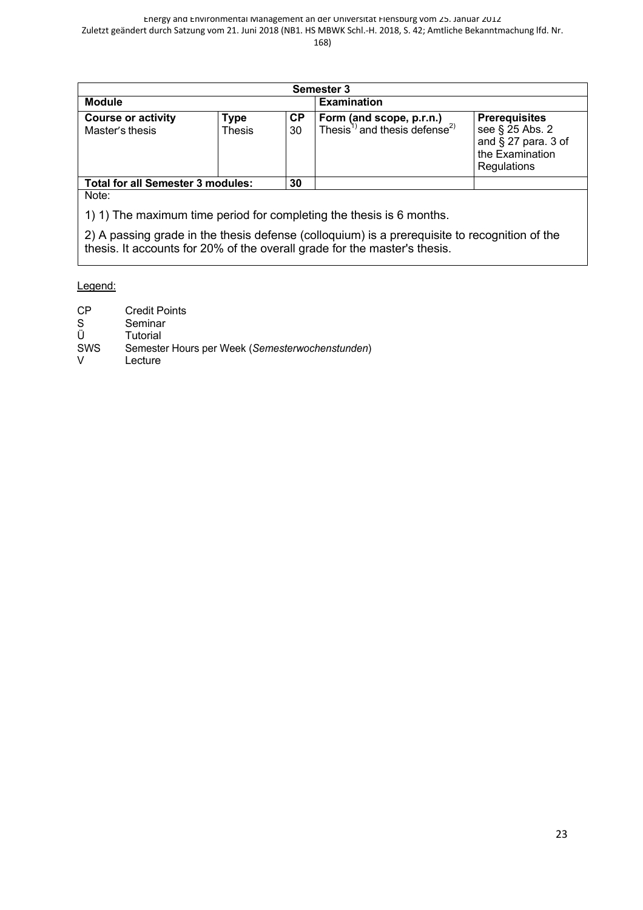| Semester 3 | | | | |
|---|---|---|---|---|
| **Module** | | | **Examination** | |
| **Course or activity** Master's thesis | **Type** Thesis | **CP** 30 | **Form (and scope, p.r.n.)** Thesis[1] and thesis defense[2] | **Prerequisites** see § 25 Abs. 2 and § 27 para. 3 of the Examination Regulations |
| **Total for all Semester 3 modules:** | | **30** | | |

Note:

1) 1) The maximum time period for completing the thesis is 6 months.

2) A passing grade in the thesis defense (colloquium) is a prerequisite to recognition of the thesis. It accounts for 20% of the overall grade for the master's thesis.

Legend:

CP Credit Points
S Seminar
Ü Tutorial
SWS Semester Hours per Week (*Semesterwochenstunden*)
V Lecture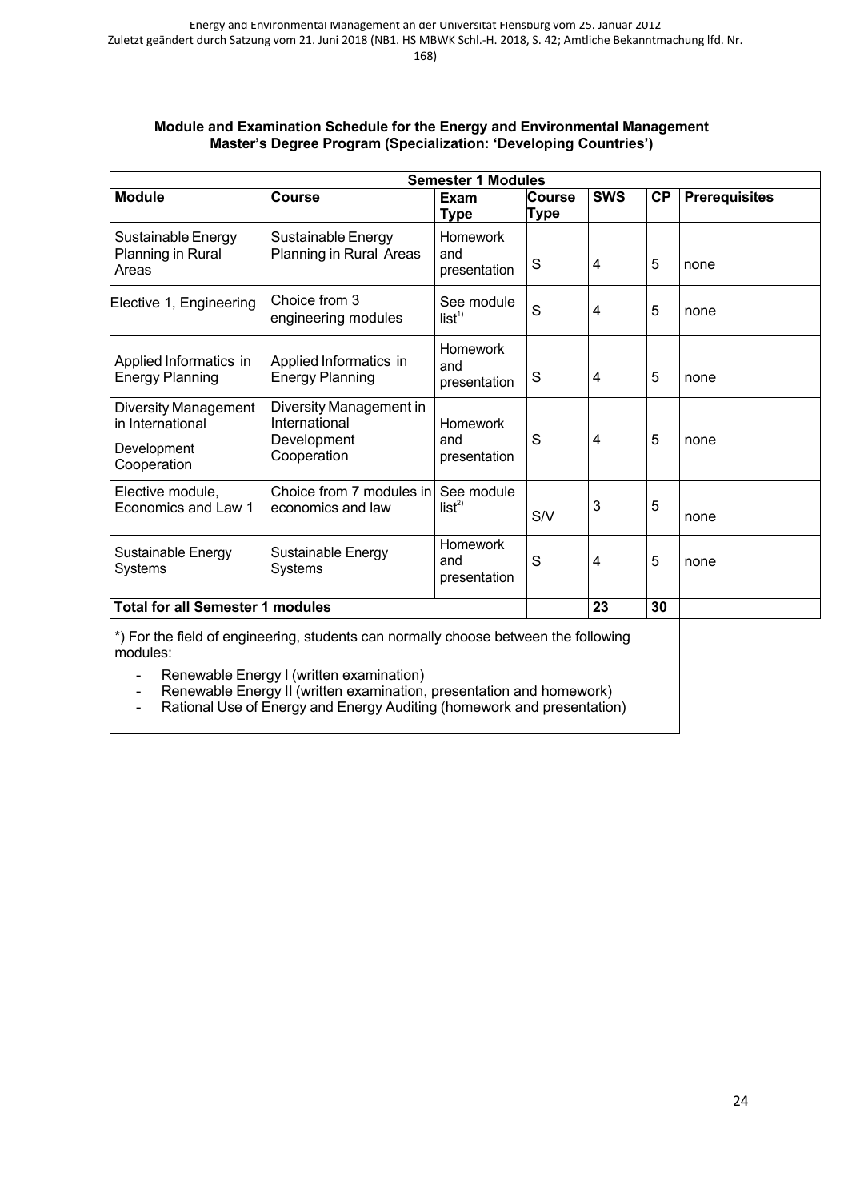**Module and Examination Schedule for the Energy and Environmental Management Master's Degree Program (Specialization: 'Developing Countries')**

| Semester 1 Modules | | | | | | |
|---|---|---|---|---|---|---|
| **Module** | **Course** | **Exam Type** | **Course Type** | **SWS** | **CP** | **Prerequisites** |
| Sustainable Energy Planning in Rural Areas | Sustainable Energy Planning in Rural Areas | Homework and presentation | S | 4 | 5 | none |
| Elective 1, Engineering | Choice from 3 engineering modules | See module list[1)] | S | 4 | 5 | none |
| Applied Informatics in Energy Planning | Applied Informatics in Energy Planning | Homework and presentation | S | 4 | 5 | none |
| Diversity Management in International Development Cooperation | Diversity Management in International Development Cooperation | Homework and presentation | S | 4 | 5 | none |
| Elective module, Economics and Law 1 | Choice from 7 modules in economics and law | See module list[2)] | S/V | 3 | 5 | none |
| Sustainable Energy Systems | Sustainable Energy Systems | Homework and presentation | S | 4 | 5 | none |
| **Total for all Semester 1 modules** | | | | **23** | **30** | |

*) For the field of engineering, students can normally choose between the following modules:

- Renewable Energy I (written examination)
- Renewable Energy II (written examination, presentation and homework)
- Rational Use of Energy and Energy Auditing (homework and presentation)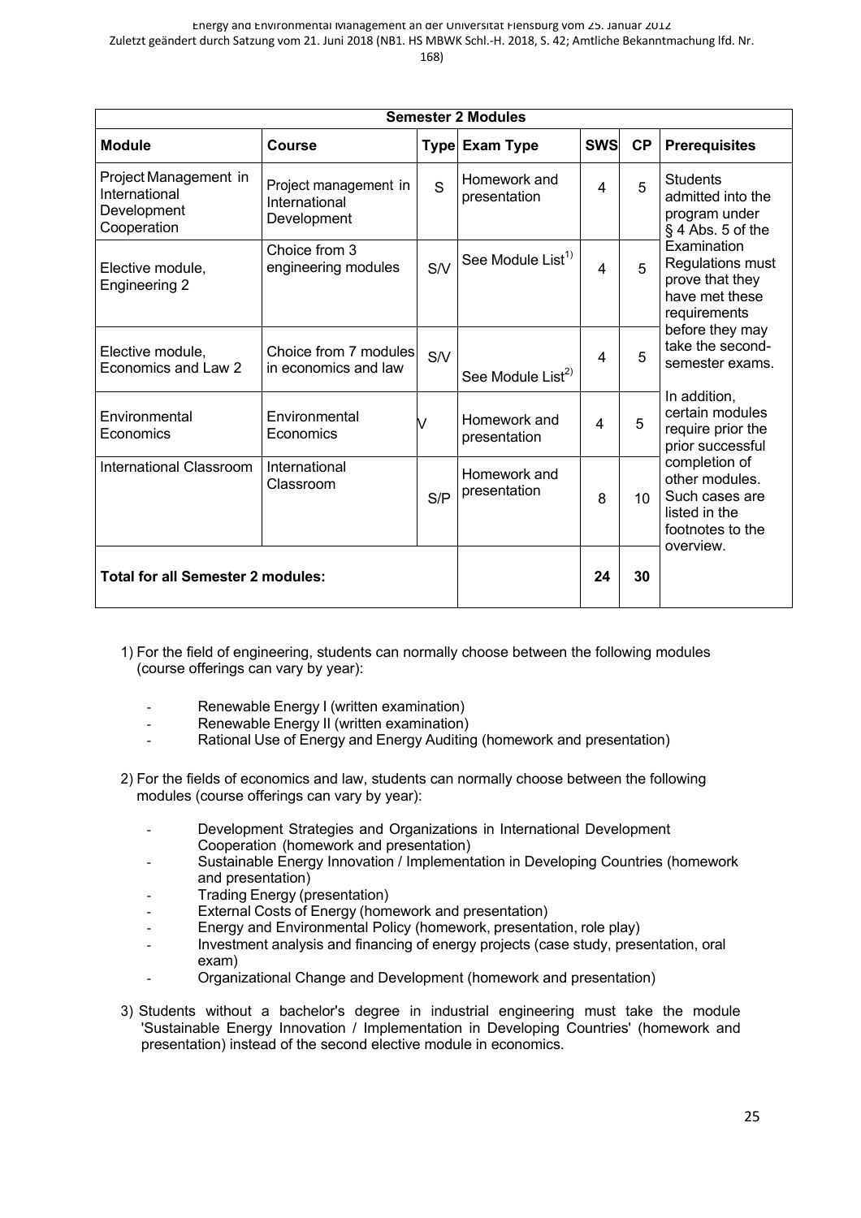| Semester 2 Modules | | | | | | |
|---|---|---|---|---|---|---|
| **Module** | **Course** | **Type** | **Exam Type** | **SWS** | **CP** | **Prerequisites** |
| Project Management in International Development Cooperation | Project management in International Development | S | Homework and presentation | 4 | 5 | Students admitted into the program under § 4 Abs. 5 of the Examination Regulations must prove that they have met these requirements before they may take the second-semester exams. In addition, certain modules require prior the prior successful completion of other modules. Such cases are listed in the footnotes to the overview. |
| Elective module, Engineering 2 | Choice from 3 engineering modules | S/V | See Module List[1] | 4 | 5 | |
| Elective module, Economics and Law 2 | Choice from 7 modules in economics and law | S/V | See Module List[2] | 4 | 5 | |
| Environmental Economics | Environmental Economics | V | Homework and presentation | 4 | 5 | |
| International Classroom | International Classroom | S/P | Homework and presentation | 8 | 10 | |
| **Total for all Semester 2 modules:** | | | | **24** | **30** | |

1) For the field of engineering, students can normally choose between the following modules (course offerings can vary by year):

- Renewable Energy I (written examination)
- Renewable Energy II (written examination)
- Rational Use of Energy and Energy Auditing (homework and presentation)

2) For the fields of economics and law, students can normally choose between the following modules (course offerings can vary by year):

- Development Strategies and Organizations in International Development Cooperation (homework and presentation)
- Sustainable Energy Innovation / Implementation in Developing Countries (homework and presentation)
- Trading Energy (presentation)
- External Costs of Energy (homework and presentation)
- Energy and Environmental Policy (homework, presentation, role play)
- Investment analysis and financing of energy projects (case study, presentation, oral exam)
- Organizational Change and Development (homework and presentation)

3) Students without a bachelor's degree in industrial engineering must take the module 'Sustainable Energy Innovation / Implementation in Developing Countries' (homework and presentation) instead of the second elective module in economics.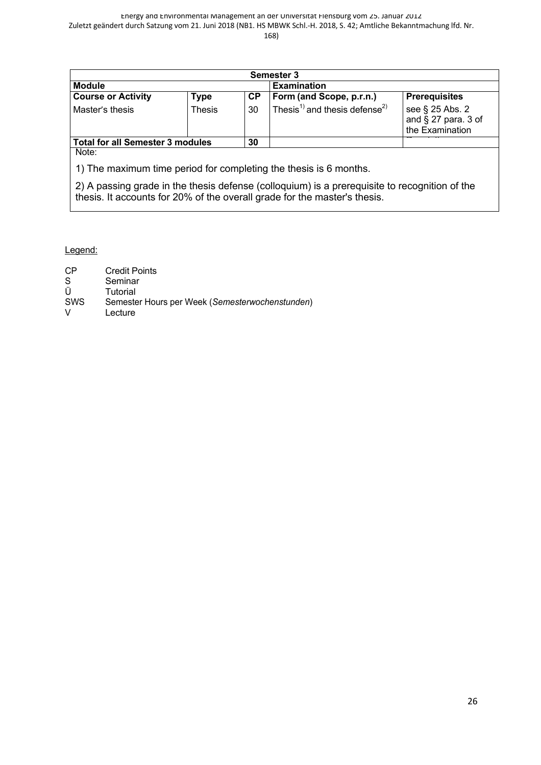| Semester 3 | | | | |
|---|---|---|---|---|
| **Module** | | | **Examination** | |
| **Course or Activity** | **Type** | **CP** | **Form (and Scope, p.r.n.)** | **Prerequisites** |
| Master's thesis | Thesis | 30 | Thesis[1] and thesis defense[2] | see § 25 Abs. 2 and § 27 para. 3 of the Examination |
| **Total for all Semester 3 modules** | | **30** | | |

Note:

1) The maximum time period for completing the thesis is 6 months.

2) A passing grade in the thesis defense (colloquium) is a prerequisite to recognition of the thesis. It accounts for 20% of the overall grade for the master's thesis.

Legend:

CP Credit Points
S Seminar
Ü Tutorial
SWS Semester Hours per Week (*Semesterwochenstunden*)
V Lecture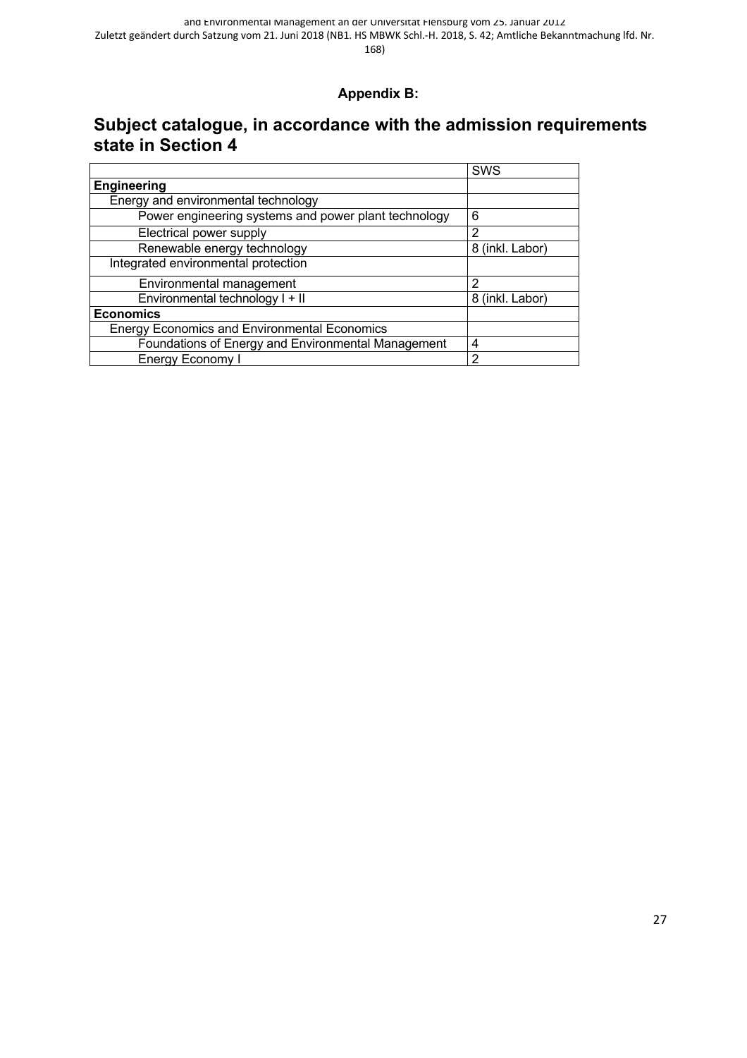**Appendix B:**

## Subject catalogue, in accordance with the admission requirements state in Section 4

| | SWS |
|---|---|
| **Engineering** | |
| Energy and environmental technology | |
| Power engineering systems and power plant technology | 6 |
| Electrical power supply | 2 |
| Renewable energy technology | 8 (inkl. Labor) |
| Integrated environmental protection | |
| Environmental management | 2 |
| Environmental technology I + II | 8 (inkl. Labor) |
| **Economics** | |
| Energy Economics and Environmental Economics | |
| Foundations of Energy and Environmental Management | 4 |
| Energy Economy I | 2 |